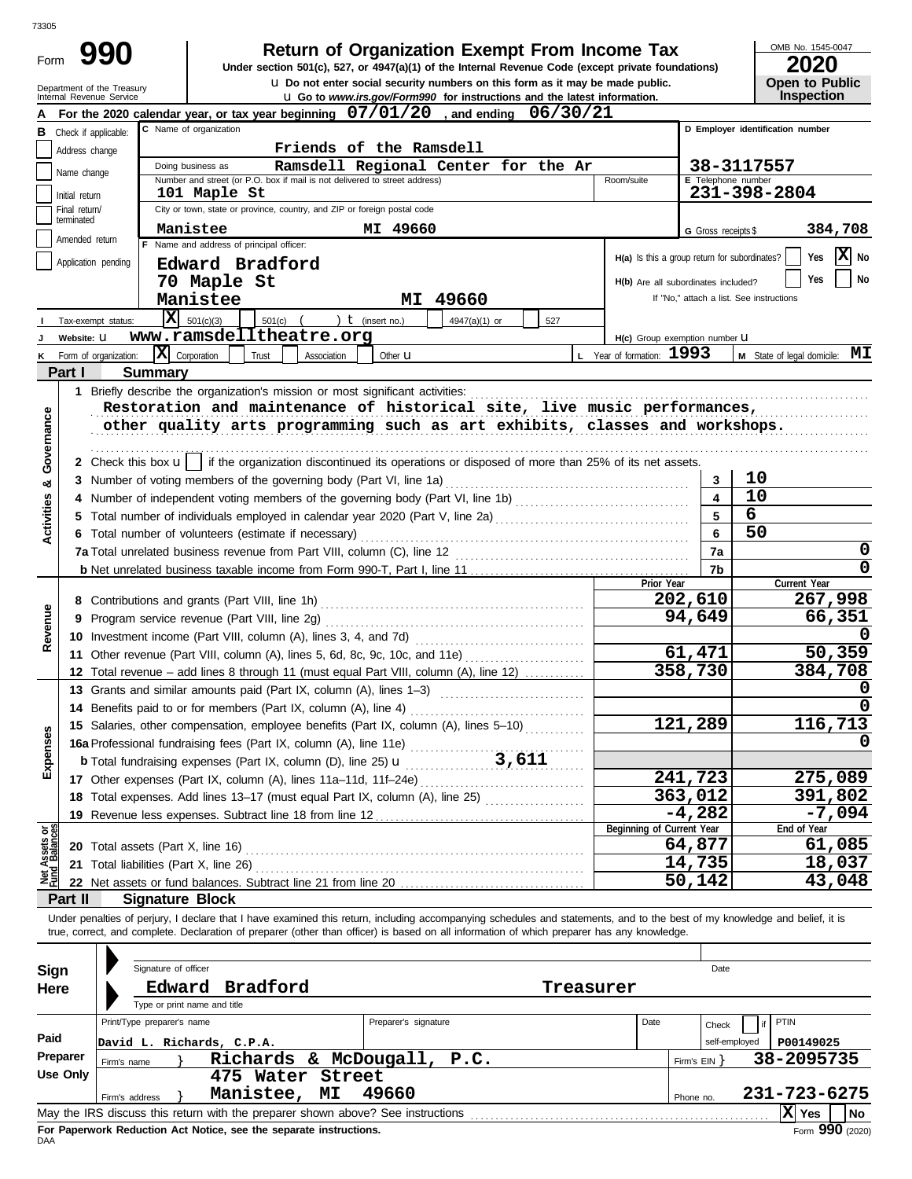73305

# Form 990

## Return of Organization Exempt From Income Tax

**Under section 501(c), 527, or 4947(a)(1) of the Internal Revenue Code (except private foundations)**

u Do not enter social security numbers on this form as it may be made public.

u Go to *www.irs.gov/Form990* for instructions and the latest information.

Department of the Treasury
Internal Revenue Service

OMB No. 1545-0047

**2020**

**Open to Public Inspection**

**A** For the 2020 calendar year, or tax year beginning **07/01/20**, and ending **06/30/21**

**B** Check if applicable:
- Address change
- Name change
- Initial return
- Final return/terminated
- Amended return
- Application pending

**C** Name of organization: **Friends of the Ramsdell**

Doing business as: **Ramsdell Regional Center for the Ar**

Number and street (or P.O. box if mail is not delivered to street address): **101 Maple St** — Room/suite:

City or town, state or province, country, and ZIP or foreign postal code: **Manistee MI 49660**

**D** Employer identification number: **38-3117557**

**E** Telephone number: **231-398-2804**

**G** Gross receipts $ **384,708**

**F** Name and address of principal officer:
**Edward Bradford**
**70 Maple St**
**Manistee MI 49660**

**H(a)** Is this a group return for subordinates? Yes [ ] No [X]

**H(b)** Are all subordinates included? Yes [ ] No [ ]
If "No," attach a list. See instructions

**I** Tax-exempt status: [X] 501(c)(3) [ ] 501(c) ( ) t (insert no.) [ ] 4947(a)(1) or [ ] 527

**J** Website: u **www.ramsdelltheatre.org**

**H(c)** Group exemption number u

**K** Form of organization: [X] Corporation [ ] Trust [ ] Association [ ] Other u

**L** Year of formation: **1993**

**M** State of legal domicile: **MI**

## Part I Summary

**Activities & Governance**

1 Briefly describe the organization's mission or most significant activities:
**Restoration and maintenance of historical site, live music performances, other quality arts programming such as art exhibits, classes and workshops.**

2 Check this box u [ ] if the organization discontinued its operations or disposed of more than 25% of its net assets.

| | | | |
|---|---|---|---|
| 3 | Number of voting members of the governing body (Part VI, line 1a) | 3 | 10 |
| 4 | Number of independent voting members of the governing body (Part VI, line 1b) | 4 | 10 |
| 5 | Total number of individuals employed in calendar year 2020 (Part V, line 2a) | 5 | 6 |
| 6 | Total number of volunteers (estimate if necessary) | 6 | 50 |
| 7a | Total unrelated business revenue from Part VIII, column (C), line 12 | 7a | 0 |
| b | Net unrelated business taxable income from Form 990-T, Part I, line 11 | 7b | 0 |

| | | Prior Year | Current Year |
|---|---|---|---|
| **Revenue** | | | |
| 8 | Contributions and grants (Part VIII, line 1h) | 202,610 | 267,998 |
| 9 | Program service revenue (Part VIII, line 2g) | 94,649 | 66,351 |
| 10 | Investment income (Part VIII, column (A), lines 3, 4, and 7d) | | 0 |
| 11 | Other revenue (Part VIII, column (A), lines 5, 6d, 8c, 9c, 10c, and 11e) | 61,471 | 50,359 |
| 12 | Total revenue – add lines 8 through 11 (must equal Part VIII, column (A), line 12) | 358,730 | 384,708 |
| **Expenses** | | | |
| 13 | Grants and similar amounts paid (Part IX, column (A), lines 1–3) | | 0 |
| 14 | Benefits paid to or for members (Part IX, column (A), line 4) | | 0 |
| 15 | Salaries, other compensation, employee benefits (Part IX, column (A), lines 5–10) | 121,289 | 116,713 |
| 16a | Professional fundraising fees (Part IX, column (A), line 11e) | | 0 |
| b | Total fundraising expenses (Part IX, column (D), line 25) u 3,611 | | |
| 17 | Other expenses (Part IX, column (A), lines 11a–11d, 11f–24e) | 241,723 | 275,089 |
| 18 | Total expenses. Add lines 13–17 (must equal Part IX, column (A), line 25) | 363,012 | 391,802 |
| 19 | Revenue less expenses. Subtract line 18 from line 12 | -4,282 | -7,094 |
| **Net Assets or Fund Balances** | | **Beginning of Current Year** | **End of Year** |
| 20 | Total assets (Part X, line 16) | 64,877 | 61,085 |
| 21 | Total liabilities (Part X, line 26) | 14,735 | 18,037 |
| 22 | Net assets or fund balances. Subtract line 21 from line 20 | 50,142 | 43,048 |

## Part II Signature Block

Under penalties of perjury, I declare that I have examined this return, including accompanying schedules and statements, and to the best of my knowledge and belief, it is true, correct, and complete. Declaration of preparer (other than officer) is based on all information of which preparer has any knowledge.

**Sign Here**

Signature of officer — Date

**Edward Bradford — Treasurer**
Type or print name and title

**Paid Preparer Use Only**

| Print/Type preparer's name | Preparer's signature | Date | Check [ ] if self-employed | PTIN |
|---|---|---|---|---|
| David L. Richards, C.P.A. | | | | P00149025 |

Firm's name } **Richards & McDougall, P.C.** — Firm's EIN } **38-2095735**

Firm's address } **475 Water Street, Manistee, MI 49660** — Phone no. **231-723-6275**

May the IRS discuss this return with the preparer shown above? See instructions [X] Yes [ ] No

**For Paperwork Reduction Act Notice, see the separate instructions.**

DAA

Form **990** (2020)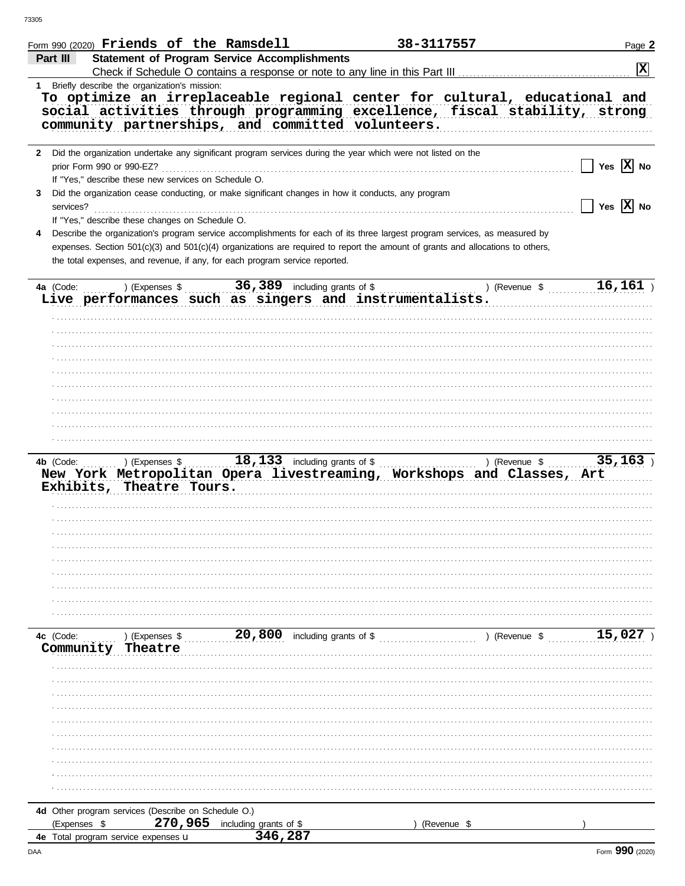Form 990 (2020) **Friends of the Ramsdell** **38-3117557**

## Part III Statement of Program Service Accomplishments

Check if Schedule O contains a response or note to any line in this Part III ..... [X]

**1** Briefly describe the organization's mission:

To optimize an irreplaceable regional center for cultural, educational and social activities through programming excellence, fiscal stability, strong community partnerships, and committed volunteers.

**2** Did the organization undertake any significant program services during the year which were not listed on the prior Form 990 or 990-EZ? ..... [ ] Yes [X] No

If "Yes," describe these new services on Schedule O.

**3** Did the organization cease conducting, or make significant changes in how it conducts, any program services? ..... [ ] Yes [X] No

If "Yes," describe these changes on Schedule O.

**4** Describe the organization's program service accomplishments for each of its three largest program services, as measured by expenses. Section 501(c)(3) and 501(c)(4) organizations are required to report the amount of grants and allocations to others, the total expenses, and revenue, if any, for each program service reported.

**4a** (Code: ) (Expenses $ **36,389** including grants of $ ) (Revenue $ **16,161** )

Live performances such as singers and instrumentalists.

**4b** (Code: ) (Expenses $ **18,133** including grants of $ ) (Revenue $ **35,163** )

New York Metropolitan Opera livestreaming, Workshops and Classes, Art Exhibits, Theatre Tours.

**4c** (Code: ) (Expenses $ **20,800** including grants of $ ) (Revenue $ **15,027** )

Community Theatre

**4d** Other program services (Describe on Schedule O.)

(Expenses $ **270,965** including grants of $ ) (Revenue $ )

**4e** Total program service expenses **346,287**

Form **990** (2020)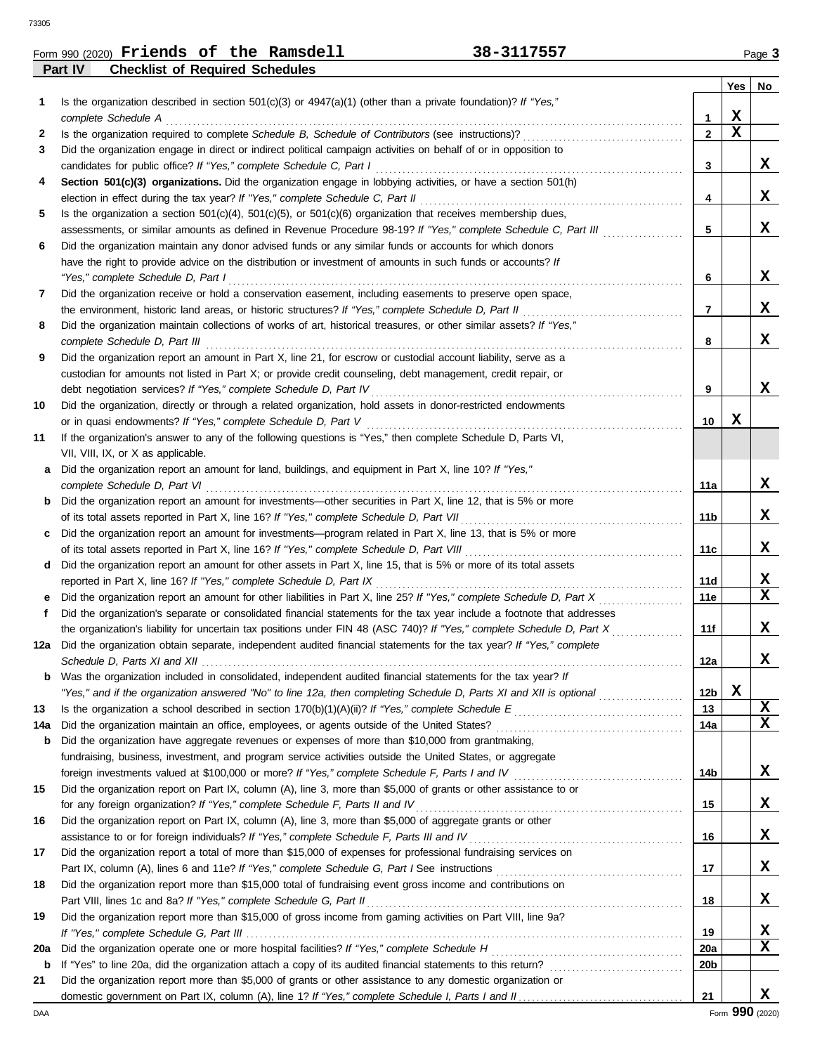Form 990 (2020) **Friends of the Ramsdell** **38-3117557**

**Part IV Checklist of Required Schedules**

| | | | Yes | No |
|---|---|---|---|---|
| 1 | Is the organization described in section 501(c)(3) or 4947(a)(1) (other than a private foundation)? *If "Yes," complete Schedule A* | 1 | X | |
| 2 | Is the organization required to complete *Schedule B, Schedule of Contributors* (see instructions)? | 2 | X | |
| 3 | Did the organization engage in direct or indirect political campaign activities on behalf of or in opposition to candidates for public office? *If "Yes," complete Schedule C, Part I* | 3 | | X |
| 4 | **Section 501(c)(3) organizations.** Did the organization engage in lobbying activities, or have a section 501(h) election in effect during the tax year? *If "Yes," complete Schedule C, Part II* | 4 | | X |
| 5 | Is the organization a section 501(c)(4), 501(c)(5), or 501(c)(6) organization that receives membership dues, assessments, or similar amounts as defined in Revenue Procedure 98-19? *If "Yes," complete Schedule C, Part III* | 5 | | X |
| 6 | Did the organization maintain any donor advised funds or any similar funds or accounts for which donors have the right to provide advice on the distribution or investment of amounts in such funds or accounts? *If "Yes," complete Schedule D, Part I* | 6 | | X |
| 7 | Did the organization receive or hold a conservation easement, including easements to preserve open space, the environment, historic land areas, or historic structures? *If "Yes," complete Schedule D, Part II* | 7 | | X |
| 8 | Did the organization maintain collections of works of art, historical treasures, or other similar assets? *If "Yes," complete Schedule D, Part III* | 8 | | X |
| 9 | Did the organization report an amount in Part X, line 21, for escrow or custodial account liability, serve as a custodian for amounts not listed in Part X; or provide credit counseling, debt management, credit repair, or debt negotiation services? *If "Yes," complete Schedule D, Part IV* | 9 | | X |
| 10 | Did the organization, directly or through a related organization, hold assets in donor-restricted endowments or in quasi endowments? *If "Yes," complete Schedule D, Part V* | 10 | X | |
| 11 | If the organization's answer to any of the following questions is "Yes," then complete Schedule D, Parts VI, VII, VIII, IX, or X as applicable. | | | |
| a | Did the organization report an amount for land, buildings, and equipment in Part X, line 10? *If "Yes," complete Schedule D, Part VI* | 11a | | X |
| b | Did the organization report an amount for investments—other securities in Part X, line 12, that is 5% or more of its total assets reported in Part X, line 16? *If "Yes," complete Schedule D, Part VII* | 11b | | X |
| c | Did the organization report an amount for investments—program related in Part X, line 13, that is 5% or more of its total assets reported in Part X, line 16? *If "Yes," complete Schedule D, Part VIII* | 11c | | X |
| d | Did the organization report an amount for other assets in Part X, line 15, that is 5% or more of its total assets reported in Part X, line 16? *If "Yes," complete Schedule D, Part IX* | 11d | | X |
| e | Did the organization report an amount for other liabilities in Part X, line 25? *If "Yes," complete Schedule D, Part X* | 11e | | X |
| f | Did the organization's separate or consolidated financial statements for the tax year include a footnote that addresses the organization's liability for uncertain tax positions under FIN 48 (ASC 740)? *If "Yes," complete Schedule D, Part X* | 11f | | X |
| 12a | Did the organization obtain separate, independent audited financial statements for the tax year? *If "Yes," complete Schedule D, Parts XI and XII* | 12a | | X |
| b | Was the organization included in consolidated, independent audited financial statements for the tax year? *If "Yes," and if the organization answered "No" to line 12a, then completing Schedule D, Parts XI and XII is optional* | 12b | X | |
| 13 | Is the organization a school described in section 170(b)(1)(A)(ii)? *If "Yes," complete Schedule E* | 13 | | X |
| 14a | Did the organization maintain an office, employees, or agents outside of the United States? | 14a | | X |
| b | Did the organization have aggregate revenues or expenses of more than $10,000 from grantmaking, fundraising, business, investment, and program service activities outside the United States, or aggregate foreign investments valued at $100,000 or more? *If "Yes," complete Schedule F, Parts I and IV* | 14b | | X |
| 15 | Did the organization report on Part IX, column (A), line 3, more than $5,000 of grants or other assistance to or for any foreign organization? *If "Yes," complete Schedule F, Parts II and IV* | 15 | | X |
| 16 | Did the organization report on Part IX, column (A), line 3, more than $5,000 of aggregate grants or other assistance to or for foreign individuals? *If "Yes," complete Schedule F, Parts III and IV* | 16 | | X |
| 17 | Did the organization report a total of more than $15,000 of expenses for professional fundraising services on Part IX, column (A), lines 6 and 11e? *If "Yes," complete Schedule G, Part I* See instructions | 17 | | X |
| 18 | Did the organization report more than $15,000 total of fundraising event gross income and contributions on Part VIII, lines 1c and 8a? *If "Yes," complete Schedule G, Part II* | 18 | | X |
| 19 | Did the organization report more than $15,000 of gross income from gaming activities on Part VIII, line 9a? *If "Yes," complete Schedule G, Part III* | 19 | | X |
| 20a | Did the organization operate one or more hospital facilities? *If "Yes," complete Schedule H* | 20a | | X |
| b | If "Yes" to line 20a, did the organization attach a copy of its audited financial statements to this return? | 20b | | |
| 21 | Did the organization report more than $5,000 of grants or other assistance to any domestic organization or domestic government on Part IX, column (A), line 1? *If "Yes," complete Schedule I, Parts I and II* | 21 | | X |

Form **990** (2020)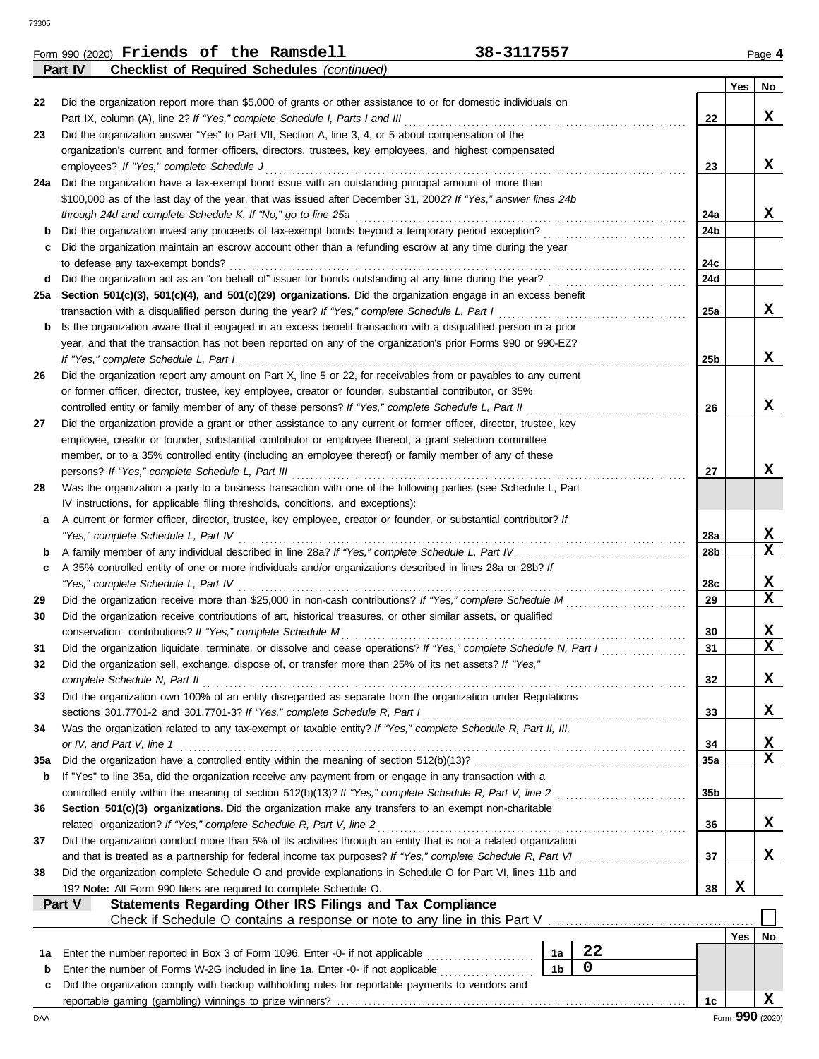Form 990 (2020) **Friends of the Ramsdell** **38-3117557** Page **4**

**Part IV — Checklist of Required Schedules** *(continued)*

| | | | Yes | No |
|---|---|---|---|---|
| 22 | Did the organization report more than $5,000 of grants or other assistance to or for domestic individuals on Part IX, column (A), line 2? *If "Yes," complete Schedule I, Parts I and III* | 22 | | X |
| 23 | Did the organization answer "Yes" to Part VII, Section A, line 3, 4, or 5 about compensation of the organization's current and former officers, directors, trustees, key employees, and highest compensated employees? *If "Yes," complete Schedule J* | 23 | | X |
| 24a | Did the organization have a tax-exempt bond issue with an outstanding principal amount of more than $100,000 as of the last day of the year, that was issued after December 31, 2002? *If "Yes," answer lines 24b through 24d and complete Schedule K. If "No," go to line 25a* | 24a | | X |
| b | Did the organization invest any proceeds of tax-exempt bonds beyond a temporary period exception? | 24b | | |
| c | Did the organization maintain an escrow account other than a refunding escrow at any time during the year to defease any tax-exempt bonds? | 24c | | |
| d | Did the organization act as an "on behalf of" issuer for bonds outstanding at any time during the year? | 24d | | |
| 25a | **Section 501(c)(3), 501(c)(4), and 501(c)(29) organizations.** Did the organization engage in an excess benefit transaction with a disqualified person during the year? *If "Yes," complete Schedule L, Part I* | 25a | | X |
| b | Is the organization aware that it engaged in an excess benefit transaction with a disqualified person in a prior year, and that the transaction has not been reported on any of the organization's prior Forms 990 or 990-EZ? *If "Yes," complete Schedule L, Part I* | 25b | | X |
| 26 | Did the organization report any amount on Part X, line 5 or 22, for receivables from or payables to any current or former officer, director, trustee, key employee, creator or founder, substantial contributor, or 35% controlled entity or family member of any of these persons? *If "Yes," complete Schedule L, Part II* | 26 | | X |
| 27 | Did the organization provide a grant or other assistance to any current or former officer, director, trustee, key employee, creator or founder, substantial contributor or employee thereof, a grant selection committee member, or to a 35% controlled entity (including an employee thereof) or family member of any of these persons? *If "Yes," complete Schedule L, Part III* | 27 | | X |
| 28 | Was the organization a party to a business transaction with one of the following parties (see Schedule L, Part IV instructions, for applicable filing thresholds, conditions, and exceptions): | | | |
| a | A current or former officer, director, trustee, key employee, creator or founder, or substantial contributor? *If "Yes," complete Schedule L, Part IV* | 28a | | X |
| b | A family member of any individual described in line 28a? *If "Yes," complete Schedule L, Part IV* | 28b | | X |
| c | A 35% controlled entity of one or more individuals and/or organizations described in lines 28a or 28b? *If "Yes," complete Schedule L, Part IV* | 28c | | X |
| 29 | Did the organization receive more than $25,000 in non-cash contributions? *If "Yes," complete Schedule M* | 29 | | X |
| 30 | Did the organization receive contributions of art, historical treasures, or other similar assets, or qualified conservation contributions? *If "Yes," complete Schedule M* | 30 | | X |
| 31 | Did the organization liquidate, terminate, or dissolve and cease operations? *If "Yes," complete Schedule N, Part I* | 31 | | X |
| 32 | Did the organization sell, exchange, dispose of, or transfer more than 25% of its net assets? *If "Yes," complete Schedule N, Part II* | 32 | | X |
| 33 | Did the organization own 100% of an entity disregarded as separate from the organization under Regulations sections 301.7701-2 and 301.7701-3? *If "Yes," complete Schedule R, Part I* | 33 | | X |
| 34 | Was the organization related to any tax-exempt or taxable entity? *If "Yes," complete Schedule R, Part II, III, or IV, and Part V, line 1* | 34 | | X |
| 35a | Did the organization have a controlled entity within the meaning of section 512(b)(13)? | 35a | | X |
| b | If "Yes" to line 35a, did the organization receive any payment from or engage in any transaction with a controlled entity within the meaning of section 512(b)(13)? *If "Yes," complete Schedule R, Part V, line 2* | 35b | | |
| 36 | **Section 501(c)(3) organizations.** Did the organization make any transfers to an exempt non-charitable related organization? *If "Yes," complete Schedule R, Part V, line 2* | 36 | | X |
| 37 | Did the organization conduct more than 5% of its activities through an entity that is not a related organization and that is treated as a partnership for federal income tax purposes? *If "Yes," complete Schedule R, Part VI* | 37 | | X |
| 38 | Did the organization complete Schedule O and provide explanations in Schedule O for Part VI, lines 11b and 19? **Note:** All Form 990 filers are required to complete Schedule O. | 38 | X | |

**Part V — Statements Regarding Other IRS Filings and Tax Compliance**

Check if Schedule O contains a response or note to any line in this Part V ☐

| | | | | | Yes | No |
|---|---|---|---|---|---|---|
| 1a | Enter the number reported in Box 3 of Form 1096. Enter -0- if not applicable | 1a | 22 | | | |
| b | Enter the number of Forms W-2G included in line 1a. Enter -0- if not applicable | 1b | 0 | | | |
| c | Did the organization comply with backup withholding rules for reportable payments to vendors and reportable gaming (gambling) winnings to prize winners? | | | 1c | | X |

Form **990** (2020)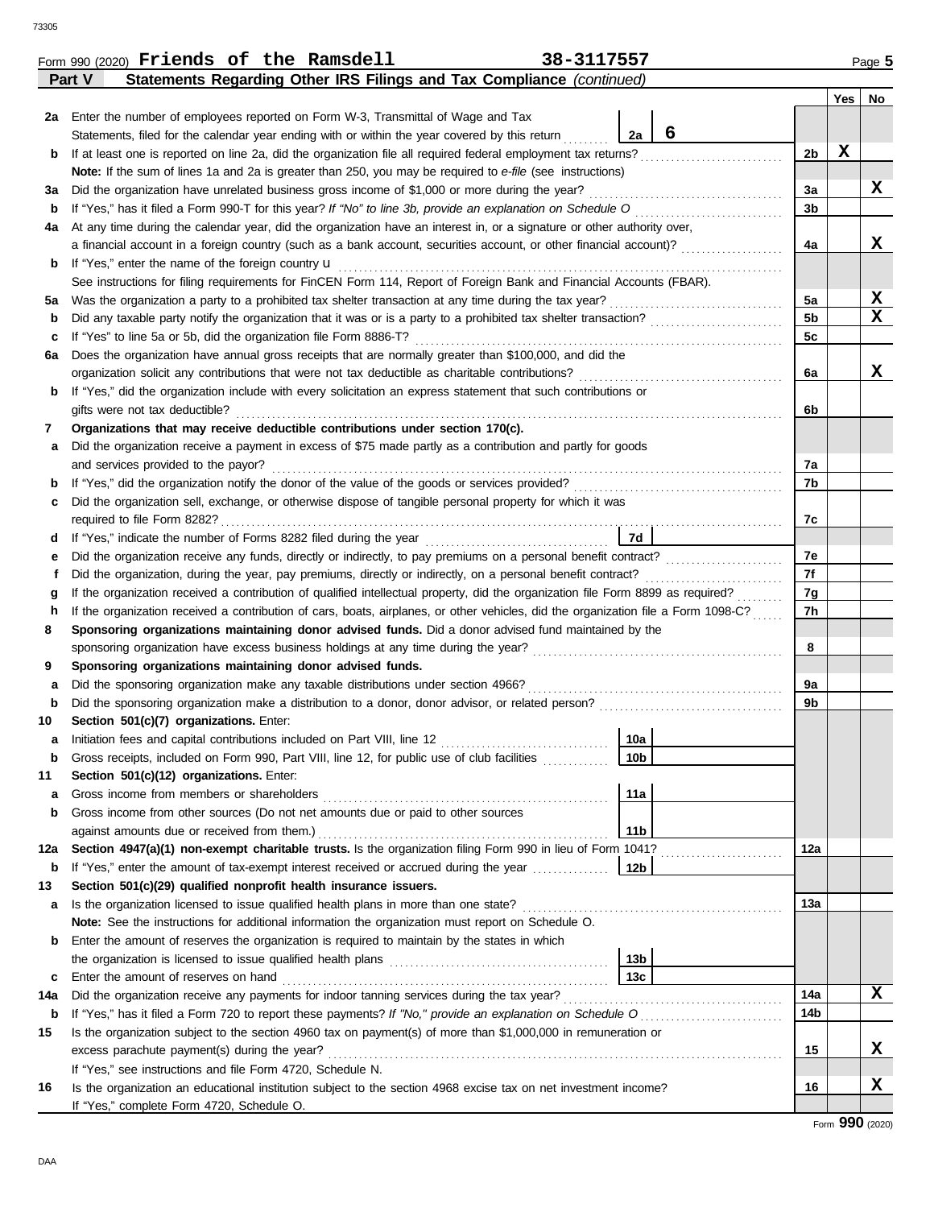Form 990 (2020) **Friends of the Ramsdell** **38-3117557** Page **5**

## Part V — Statements Regarding Other IRS Filings and Tax Compliance *(continued)*

| | | | | Yes | No |
|---|---|---|---|---|---|
| **2a** | Enter the number of employees reported on Form W-3, Transmittal of Wage and Tax Statements, filed for the calendar year ending with or within the year covered by this return | 2a: **6** | | | |
| **b** | If at least one is reported on line 2a, did the organization file all required federal employment tax returns? | | 2b | X | |
| | **Note:** If the sum of lines 1a and 2a is greater than 250, you may be required to *e-file* (see instructions) | | | | |
| **3a** | Did the organization have unrelated business gross income of $1,000 or more during the year? | | 3a | | X |
| **b** | If "Yes," has it filed a Form 990-T for this year? *If "No" to line 3b, provide an explanation on Schedule O* | | 3b | | |
| **4a** | At any time during the calendar year, did the organization have an interest in, or a signature or other authority over, a financial account in a foreign country (such as a bank account, securities account, or other financial account)? | | 4a | | X |
| **b** | If "Yes," enter the name of the foreign country u | | | | |
| | See instructions for filing requirements for FinCEN Form 114, Report of Foreign Bank and Financial Accounts (FBAR). | | | | |
| **5a** | Was the organization a party to a prohibited tax shelter transaction at any time during the tax year? | | 5a | | X |
| **b** | Did any taxable party notify the organization that it was or is a party to a prohibited tax shelter transaction? | | 5b | | X |
| **c** | If "Yes" to line 5a or 5b, did the organization file Form 8886-T? | | 5c | | |
| **6a** | Does the organization have annual gross receipts that are normally greater than $100,000, and did the organization solicit any contributions that were not tax deductible as charitable contributions? | | 6a | | X |
| **b** | If "Yes," did the organization include with every solicitation an express statement that such contributions or gifts were not tax deductible? | | 6b | | |
| **7** | **Organizations that may receive deductible contributions under section 170(c).** | | | | |
| **a** | Did the organization receive a payment in excess of $75 made partly as a contribution and partly for goods and services provided to the payor? | | 7a | | |
| **b** | If "Yes," did the organization notify the donor of the value of the goods or services provided? | | 7b | | |
| **c** | Did the organization sell, exchange, or otherwise dispose of tangible personal property for which it was required to file Form 8282? | | 7c | | |
| **d** | If "Yes," indicate the number of Forms 8282 filed during the year | 7d | | | |
| **e** | Did the organization receive any funds, directly or indirectly, to pay premiums on a personal benefit contract? | | 7e | | |
| **f** | Did the organization, during the year, pay premiums, directly or indirectly, on a personal benefit contract? | | 7f | | |
| **g** | If the organization received a contribution of qualified intellectual property, did the organization file Form 8899 as required? | | 7g | | |
| **h** | If the organization received a contribution of cars, boats, airplanes, or other vehicles, did the organization file a Form 1098-C? | | 7h | | |
| **8** | **Sponsoring organizations maintaining donor advised funds.** Did a donor advised fund maintained by the sponsoring organization have excess business holdings at any time during the year? | | 8 | | |
| **9** | **Sponsoring organizations maintaining donor advised funds.** | | | | |
| **a** | Did the sponsoring organization make any taxable distributions under section 4966? | | 9a | | |
| **b** | Did the sponsoring organization make a distribution to a donor, donor advisor, or related person? | | 9b | | |
| **10** | **Section 501(c)(7) organizations.** Enter: | | | | |
| **a** | Initiation fees and capital contributions included on Part VIII, line 12 | 10a | | | |
| **b** | Gross receipts, included on Form 990, Part VIII, line 12, for public use of club facilities | 10b | | | |
| **11** | **Section 501(c)(12) organizations.** Enter: | | | | |
| **a** | Gross income from members or shareholders | 11a | | | |
| **b** | Gross income from other sources (Do not net amounts due or paid to other sources against amounts due or received from them.) | 11b | | | |
| **12a** | **Section 4947(a)(1) non-exempt charitable trusts.** Is the organization filing Form 990 in lieu of Form 1041? | | 12a | | |
| **b** | If "Yes," enter the amount of tax-exempt interest received or accrued during the year | 12b | | | |
| **13** | **Section 501(c)(29) qualified nonprofit health insurance issuers.** | | | | |
| **a** | Is the organization licensed to issue qualified health plans in more than one state? | | 13a | | |
| | **Note:** See the instructions for additional information the organization must report on Schedule O. | | | | |
| **b** | Enter the amount of reserves the organization is required to maintain by the states in which the organization is licensed to issue qualified health plans | 13b | | | |
| **c** | Enter the amount of reserves on hand | 13c | | | |
| **14a** | Did the organization receive any payments for indoor tanning services during the tax year? | | 14a | | X |
| **b** | If "Yes," has it filed a Form 720 to report these payments? *If "No," provide an explanation on Schedule O* | | 14b | | |
| **15** | Is the organization subject to the section 4960 tax on payment(s) of more than $1,000,000 in remuneration or excess parachute payment(s) during the year? | | 15 | | X |
| | If "Yes," see instructions and file Form 4720, Schedule N. | | | | |
| **16** | Is the organization an educational institution subject to the section 4968 excise tax on net investment income? | | 16 | | X |
| | If "Yes," complete Form 4720, Schedule O. | | | | |

Form **990** (2020)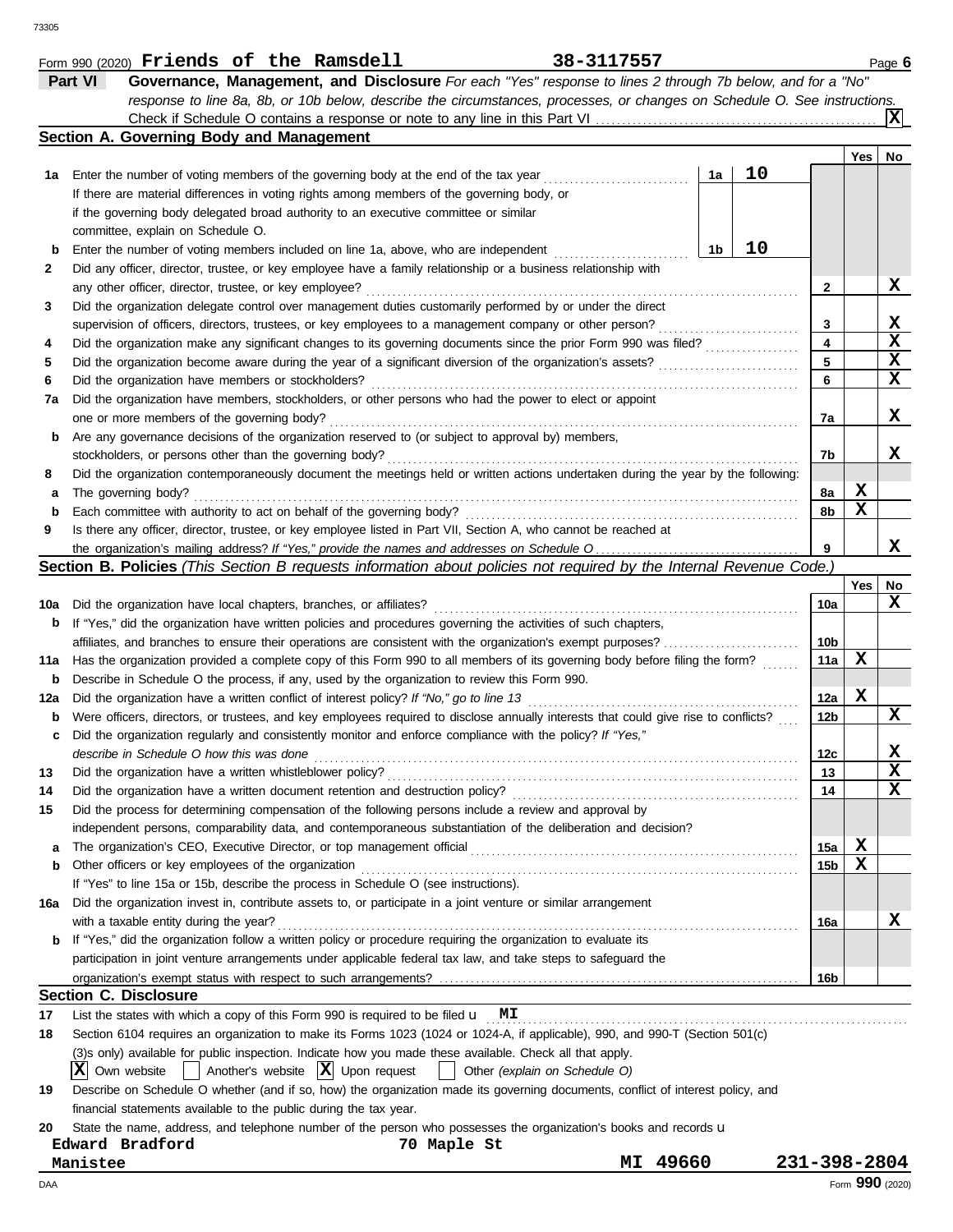Form 990 (2020) **Friends of the Ramsdell** **38-3117557** Page **6**

## Part VI Governance, Management, and Disclosure

*For each "Yes" response to lines 2 through 7b below, and for a "No" response to line 8a, 8b, or 10b below, describe the circumstances, processes, or changes on Schedule O. See instructions.*

Check if Schedule O contains a response or note to any line in this Part VI . . . . . . [X]

### Section A. Governing Body and Management

| | | | | Yes | No |
|---|---|---|---|---|---|
| 1a | Enter the number of voting members of the governing body at the end of the tax year | 1a | 10 | | |
| | If there are material differences in voting rights among members of the governing body, or if the governing body delegated broad authority to an executive committee or similar committee, explain on Schedule O. | | | | |
| b | Enter the number of voting members included on line 1a, above, who are independent | 1b | 10 | | |
| 2 | Did any officer, director, trustee, or key employee have a family relationship or a business relationship with any other officer, director, trustee, or key employee? | 2 | | | X |
| 3 | Did the organization delegate control over management duties customarily performed by or under the direct supervision of officers, directors, trustees, or key employees to a management company or other person? | 3 | | | X |
| 4 | Did the organization make any significant changes to its governing documents since the prior Form 990 was filed? | 4 | | | X |
| 5 | Did the organization become aware during the year of a significant diversion of the organization's assets? | 5 | | | X |
| 6 | Did the organization have members or stockholders? | 6 | | | X |
| 7a | Did the organization have members, stockholders, or other persons who had the power to elect or appoint one or more members of the governing body? | 7a | | | X |
| b | Are any governance decisions of the organization reserved to (or subject to approval by) members, stockholders, or persons other than the governing body? | 7b | | | X |
| 8 | Did the organization contemporaneously document the meetings held or written actions undertaken during the year by the following: | | | | |
| a | The governing body? | 8a | | X | |
| b | Each committee with authority to act on behalf of the governing body? | 8b | | X | |
| 9 | Is there any officer, director, trustee, or key employee listed in Part VII, Section A, who cannot be reached at the organization's mailing address? *If "Yes," provide the names and addresses on Schedule O* | 9 | | | X |

### Section B. Policies *(This Section B requests information about policies not required by the Internal Revenue Code.)*

| | | | Yes | No |
|---|---|---|---|---|
| 10a | Did the organization have local chapters, branches, or affiliates? | 10a | | X |
| b | If "Yes," did the organization have written policies and procedures governing the activities of such chapters, affiliates, and branches to ensure their operations are consistent with the organization's exempt purposes? | 10b | | |
| 11a | Has the organization provided a complete copy of this Form 990 to all members of its governing body before filing the form? | 11a | X | |
| b | Describe in Schedule O the process, if any, used by the organization to review this Form 990. | | | |
| 12a | Did the organization have a written conflict of interest policy? *If "No," go to line 13* | 12a | X | |
| b | Were officers, directors, or trustees, and key employees required to disclose annually interests that could give rise to conflicts? | 12b | | X |
| c | Did the organization regularly and consistently monitor and enforce compliance with the policy? *If "Yes," describe in Schedule O how this was done* | 12c | | X |
| 13 | Did the organization have a written whistleblower policy? | 13 | | X |
| 14 | Did the organization have a written document retention and destruction policy? | 14 | | X |
| 15 | Did the process for determining compensation of the following persons include a review and approval by independent persons, comparability data, and contemporaneous substantiation of the deliberation and decision? | | | |
| a | The organization's CEO, Executive Director, or top management official | 15a | X | |
| b | Other officers or key employees of the organization | 15b | X | |
| | If "Yes" to line 15a or 15b, describe the process in Schedule O (see instructions). | | | |
| 16a | Did the organization invest in, contribute assets to, or participate in a joint venture or similar arrangement with a taxable entity during the year? | 16a | | X |
| b | If "Yes," did the organization follow a written policy or procedure requiring the organization to evaluate its participation in joint venture arrangements under applicable federal tax law, and take steps to safeguard the organization's exempt status with respect to such arrangements? | 16b | | |

### Section C. Disclosure

17 List the states with which a copy of this Form 990 is required to be filed **MI**

18 Section 6104 requires an organization to make its Forms 1023 (1024 or 1024-A, if applicable), 990, and 990-T (Section 501(c)(3)s only) available for public inspection. Indicate how you made these available. Check all that apply.

[X] Own website [ ] Another's website [X] Upon request [ ] Other *(explain on Schedule O)*

19 Describe on Schedule O whether (and if so, how) the organization made its governing documents, conflict of interest policy, and financial statements available to the public during the tax year.

20 State the name, address, and telephone number of the person who possesses the organization's books and records

**Edward Bradford** **70 Maple St**
**Manistee** **MI 49660** **231-398-2804**

DAA Form **990** (2020)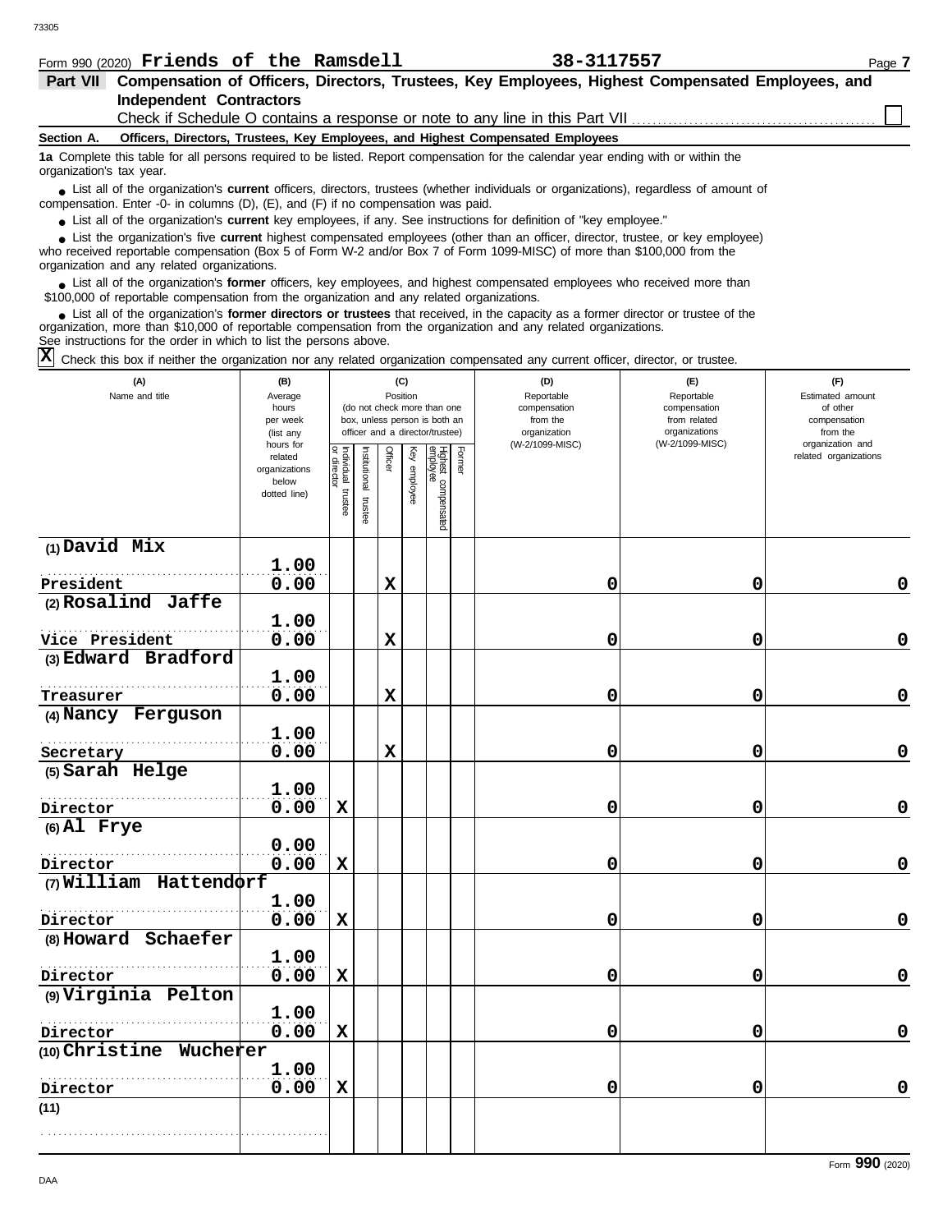Form 990 (2020) **Friends of the Ramsdell** **38-3117557** Page **7**

## Part VII Compensation of Officers, Directors, Trustees, Key Employees, Highest Compensated Employees, and Independent Contractors

Check if Schedule O contains a response or note to any line in this Part VII ☐

### Section A. Officers, Directors, Trustees, Key Employees, and Highest Compensated Employees

**1a** Complete this table for all persons required to be listed. Report compensation for the calendar year ending with or within the organization's tax year.

- List all of the organization's **current** officers, directors, trustees (whether individuals or organizations), regardless of amount of compensation. Enter -0- in columns (D), (E), and (F) if no compensation was paid.
- List all of the organization's **current** key employees, if any. See instructions for definition of "key employee."
- List the organization's five **current** highest compensated employees (other than an officer, director, trustee, or key employee) who received reportable compensation (Box 5 of Form W-2 and/or Box 7 of Form 1099-MISC) of more than $100,000 from the organization and any related organizations.
- List all of the organization's **former** officers, key employees, and highest compensated employees who received more than $100,000 of reportable compensation from the organization and any related organizations.
- List all of the organization's **former directors or trustees** that received, in the capacity as a former director or trustee of the organization, more than $10,000 of reportable compensation from the organization and any related organizations.

See instructions for the order in which to list the persons above.

☒ Check this box if neither the organization nor any related organization compensated any current officer, director, or trustee.

| (A) Name and title | (B) Average hours per week (list any hours for related organizations below dotted line) | (C) Position (do not check more than one box, unless person is both an officer and a director/trustee) | | | | | | (D) Reportable compensation from the organization (W-2/1099-MISC) | (E) Reportable compensation from related organizations (W-2/1099-MISC) | (F) Estimated amount of other compensation from the organization and related organizations |
|---|---|---|---|---|---|---|---|---|---|---|
| | | Individual trustee or director | Institutional trustee | Officer | Key employee | Highest compensated employee | Former | | | |
| (1) David Mix<br>President | 1.00<br>0.00 | | | X | | | | 0 | 0 | 0 |
| (2) Rosalind Jaffe<br>Vice President | 1.00<br>0.00 | | | X | | | | 0 | 0 | 0 |
| (3) Edward Bradford<br>Treasurer | 1.00<br>0.00 | | | X | | | | 0 | 0 | 0 |
| (4) Nancy Ferguson<br>Secretary | 1.00<br>0.00 | | | X | | | | 0 | 0 | 0 |
| (5) Sarah Helge<br>Director | 1.00<br>0.00 | X | | | | | | 0 | 0 | 0 |
| (6) Al Frye<br>Director | 0.00<br>0.00 | X | | | | | | 0 | 0 | 0 |
| (7) William Hattendorf<br>Director | 1.00<br>0.00 | X | | | | | | 0 | 0 | 0 |
| (8) Howard Schaefer<br>Director | 1.00<br>0.00 | X | | | | | | 0 | 0 | 0 |
| (9) Virginia Pelton<br>Director | 1.00<br>0.00 | X | | | | | | 0 | 0 | 0 |
| (10) Christine Wucherer<br>Director | 1.00<br>0.00 | X | | | | | | 0 | 0 | 0 |
| (11) | | | | | | | | | | |

Form **990** (2020)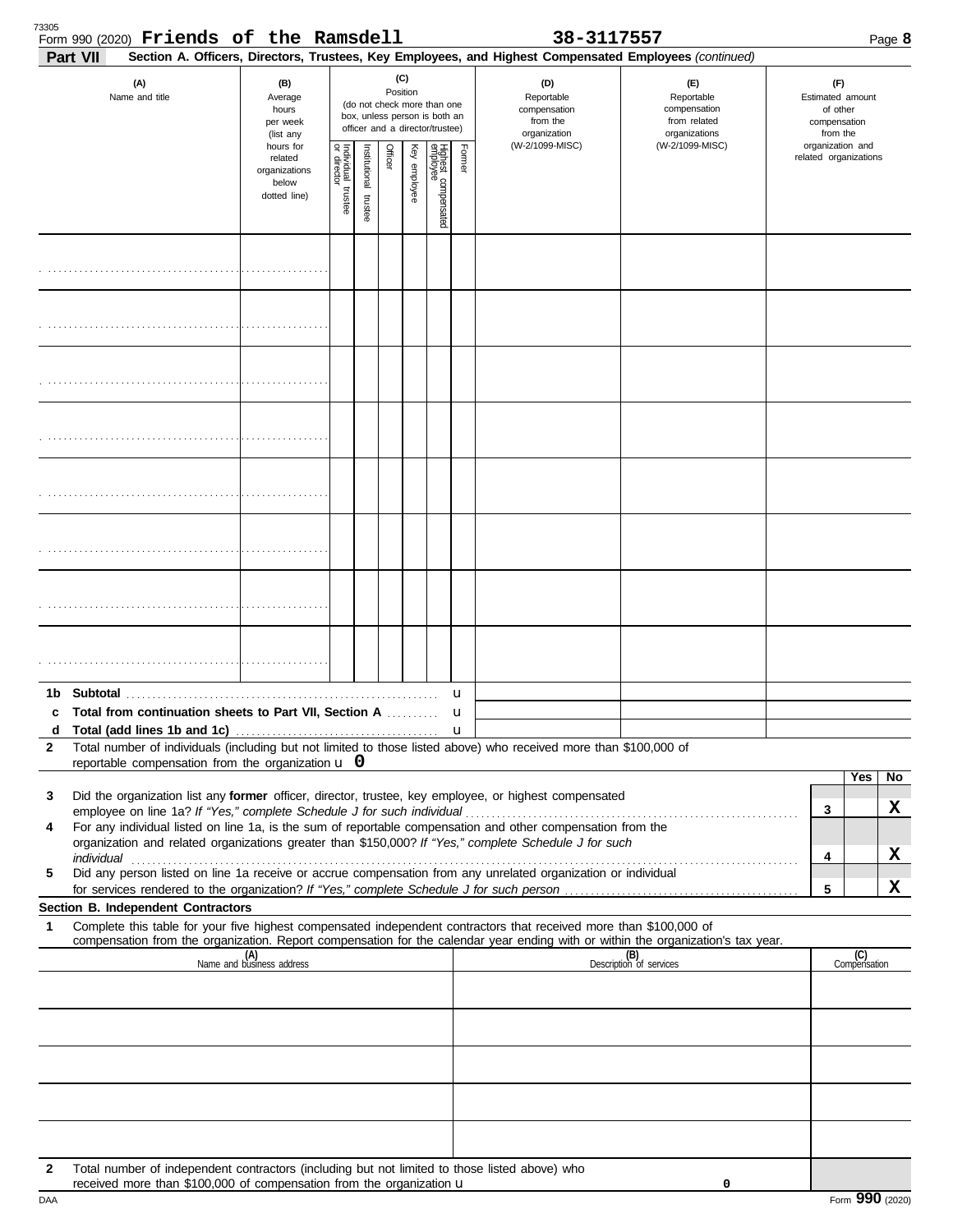Form 990 (2020) **Friends of the Ramsdell** **38-3117557**

**Part VII** **Section A. Officers, Directors, Trustees, Key Employees, and Highest Compensated Employees** *(continued)*

| (A) Name and title | (B) Average hours per week (list any hours for related organizations below dotted line) | (C) Position (do not check more than one box, unless person is both an officer and a director/trustee) | | | | | | (D) Reportable compensation from the organization (W-2/1099-MISC) | (E) Reportable compensation from related organizations (W-2/1099-MISC) | (F) Estimated amount of other compensation from the organization and related organizations |
|---|---|---|---|---|---|---|---|---|---|---|
| | | Individual trustee or director | Institutional trustee | Officer | Key employee | Highest compensated employee | Former | | | |
| | | | | | | | | | | |
| | | | | | | | | | | |
| | | | | | | | | | | |
| | | | | | | | | | | |
| | | | | | | | | | | |
| | | | | | | | | | | |
| | | | | | | | | | | |
| | | | | | | | | | | |

**1b Subtotal** ........ u

**c Total from continuation sheets to Part VII, Section A** ........ u

**d Total (add lines 1b and 1c)** ........ u

**2** Total number of individuals (including but not limited to those listed above) who received more than $100,000 of reportable compensation from the organization u **0**

| | | Yes | No |
|---|---|---|---|
| **3** Did the organization list any **former** officer, director, trustee, key employee, or highest compensated employee on line 1a? *If "Yes," complete Schedule J for such individual* | 3 | | X |
| **4** For any individual listed on line 1a, is the sum of reportable compensation and other compensation from the organization and related organizations greater than $150,000? *If "Yes," complete Schedule J for such individual* | 4 | | X |
| **5** Did any person listed on line 1a receive or accrue compensation from any unrelated organization or individual for services rendered to the organization? *If "Yes," complete Schedule J for such person* | 5 | | X |

**Section B. Independent Contractors**

**1** Complete this table for your five highest compensated independent contractors that received more than $100,000 of compensation from the organization. Report compensation for the calendar year ending with or within the organization's tax year.

| (A) Name and business address | (B) Description of services | (C) Compensation |
|---|---|---|
| | | |
| | | |
| | | |
| | | |
| | | |

**2** Total number of independent contractors (including but not limited to those listed above) who received more than $100,000 of compensation from the organization u **0**

Form **990** (2020)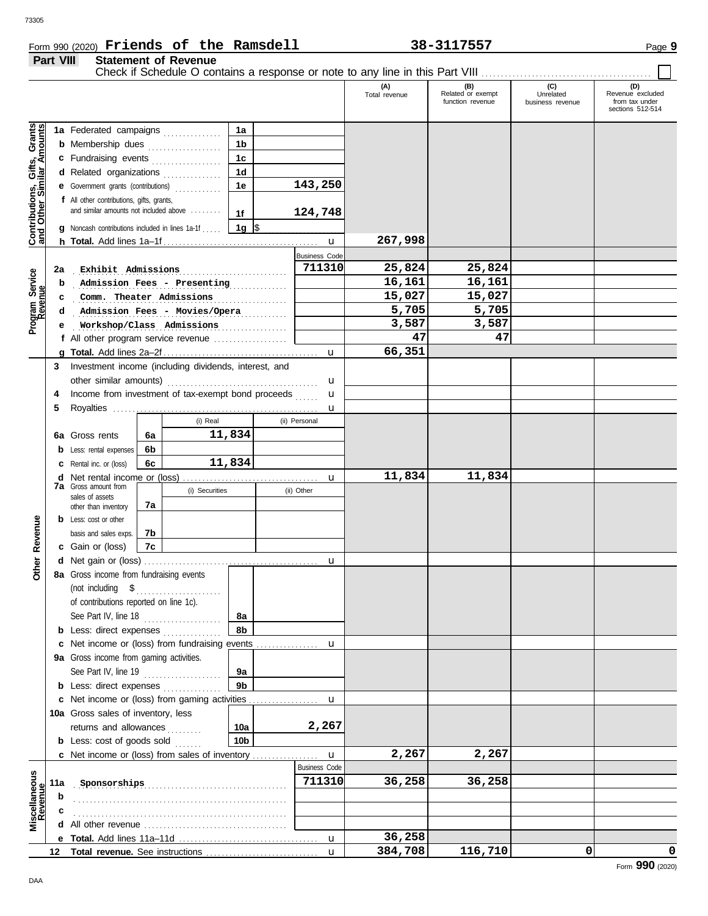Form 990 (2020) **Friends of the Ramsdell** **38-3117557** Page **9**

**Part VIII** **Statement of Revenue**

Check if Schedule O contains a response or note to any line in this Part VIII ☐

| | | | | (A) Total revenue | (B) Related or exempt function revenue | (C) Unrelated business revenue | (D) Revenue excluded from tax under sections 512-514 |
|---|---|---|---|---|---|---|---|
| **Contributions, Gifts, Grants and Other Similar Amounts** | **1a** Federated campaigns | 1a | | | | | |
| | **b** Membership dues | 1b | | | | | |
| | **c** Fundraising events | 1c | | | | | |
| | **d** Related organizations | 1d | | | | | |
| | **e** Government grants (contributions) | 1e | 143,250 | | | | |
| | **f** All other contributions, gifts, grants, and similar amounts not included above | 1f | 124,748 | | | | |
| | **g** Noncash contributions included in lines 1a-1f | 1g | $ | | | | |
| | **h Total.** Add lines 1a–1f | | | 267,998 | | | |
| **Program Service Revenue** | | | Business Code | | | | |
| | **2a** Exhibit Admissions | | 711310 | 25,824 | 25,824 | | |
| | **b** Admission Fees - Presenting | | | 16,161 | 16,161 | | |
| | **c** Comm. Theater Admissions | | | 15,027 | 15,027 | | |
| | **d** Admission Fees - Movies/Opera | | | 5,705 | 5,705 | | |
| | **e** Workshop/Class Admissions | | | 3,587 | 3,587 | | |
| | **f** All other program service revenue | | | 47 | 47 | | |
| | **g Total.** Add lines 2a–2f | | | 66,351 | | | |
| **Other Revenue** | **3** Investment income (including dividends, interest, and other similar amounts) | | | | | | |
| | **4** Income from investment of tax-exempt bond proceeds | | | | | | |
| | **5** Royalties | | | | | | |
| | | (i) Real | (ii) Personal | | | | |
| | **6a** Gross rents (6a) | 11,834 | | | | | |
| | **b** Less: rental expenses (6b) | | | | | | |
| | **c** Rental inc. or (loss) (6c) | 11,834 | | | | | |
| | **d** Net rental income or (loss) | | | 11,834 | 11,834 | | |
| | **7a** Gross amount from sales of assets other than inventory | (i) Securities | (ii) Other | | | | |
| | 7a | | | | | | |
| | **b** Less: cost or other basis and sales exps. (7b) | | | | | | |
| | **c** Gain or (loss) (7c) | | | | | | |
| | **d** Net gain or (loss) | | | | | | |
| | **8a** Gross income from fundraising events (not including $ ..... of contributions reported on line 1c). See Part IV, line 18 | 8a | | | | | |
| | **b** Less: direct expenses | 8b | | | | | |
| | **c** Net income or (loss) from fundraising events | | | | | | |
| | **9a** Gross income from gaming activities. See Part IV, line 19 | 9a | | | | | |
| | **b** Less: direct expenses | 9b | | | | | |
| | **c** Net income or (loss) from gaming activities | | | | | | |
| | **10a** Gross sales of inventory, less returns and allowances | 10a | 2,267 | | | | |
| | **b** Less: cost of goods sold | 10b | | | | | |
| | **c** Net income or (loss) from sales of inventory | | | 2,267 | 2,267 | | |
| **Miscellaneous Revenue** | | | Business Code | | | | |
| | **11a** Sponsorships | | 711310 | 36,258 | 36,258 | | |
| | **b** | | | | | | |
| | **c** | | | | | | |
| | **d** All other revenue | | | | | | |
| | **e Total.** Add lines 11a–11d | | | 36,258 | | | |
| | **12 Total revenue.** See instructions | | | 384,708 | 116,710 | 0 | 0 |

Form **990** (2020)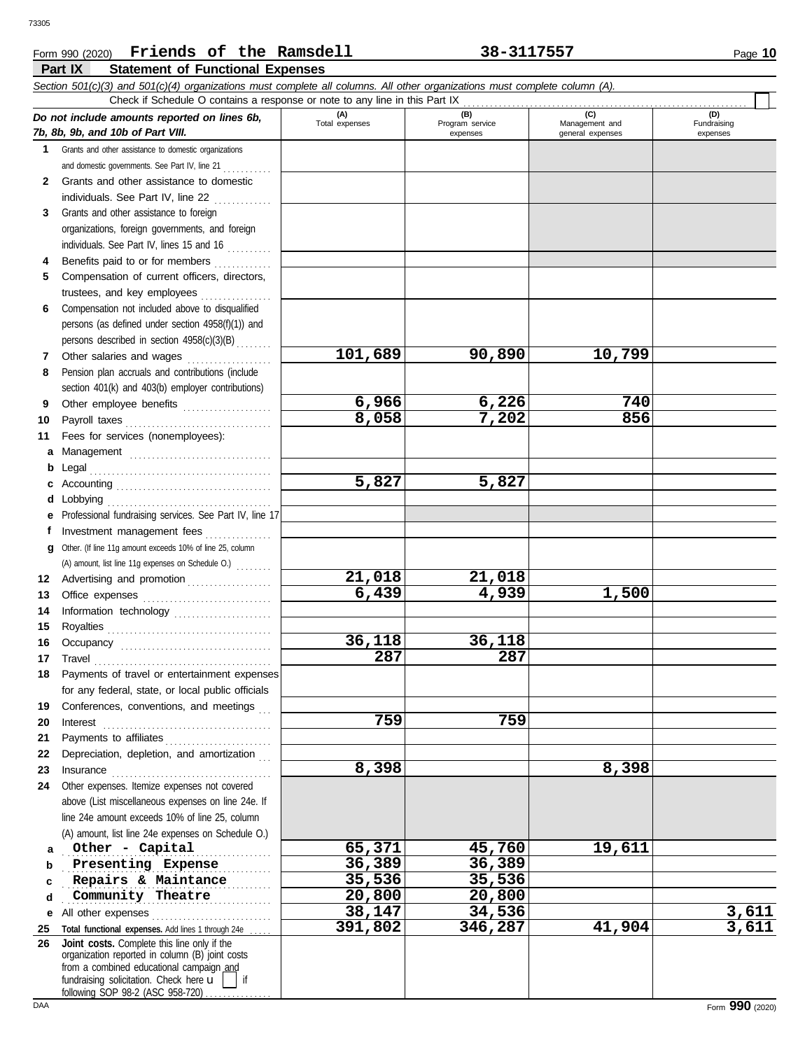Form 990 (2020) **Friends of the Ramsdell** **38-3117557**

**Part IX Statement of Functional Expenses**

*Section 501(c)(3) and 501(c)(4) organizations must complete all columns. All other organizations must complete column (A).*

Check if Schedule O contains a response or note to any line in this Part IX ☐

| *Do not include amounts reported on lines 6b, 7b, 8b, 9b, and 10b of Part VIII.* | (A) Total expenses | (B) Program service expenses | (C) Management and general expenses | (D) Fundraising expenses |
|---|---|---|---|---|
| **1** Grants and other assistance to domestic organizations and domestic governments. See Part IV, line 21 | | | | |
| **2** Grants and other assistance to domestic individuals. See Part IV, line 22 | | | | |
| **3** Grants and other assistance to foreign organizations, foreign governments, and foreign individuals. See Part IV, lines 15 and 16 | | | | |
| **4** Benefits paid to or for members | | | | |
| **5** Compensation of current officers, directors, trustees, and key employees | | | | |
| **6** Compensation not included above to disqualified persons (as defined under section 4958(f)(1)) and persons described in section 4958(c)(3)(B) | | | | |
| **7** Other salaries and wages | 101,689 | 90,890 | 10,799 | |
| **8** Pension plan accruals and contributions (include section 401(k) and 403(b) employer contributions) | | | | |
| **9** Other employee benefits | 6,966 | 6,226 | 740 | |
| **10** Payroll taxes | 8,058 | 7,202 | 856 | |
| **11** Fees for services (nonemployees): | | | | |
| **a** Management | | | | |
| **b** Legal | | | | |
| **c** Accounting | 5,827 | 5,827 | | |
| **d** Lobbying | | | | |
| **e** Professional fundraising services. See Part IV, line 17 | | | | |
| **f** Investment management fees | | | | |
| **g** Other. (If line 11g amount exceeds 10% of line 25, column (A) amount, list line 11g expenses on Schedule O.) | | | | |
| **12** Advertising and promotion | 21,018 | 21,018 | | |
| **13** Office expenses | 6,439 | 4,939 | 1,500 | |
| **14** Information technology | | | | |
| **15** Royalties | | | | |
| **16** Occupancy | 36,118 | 36,118 | | |
| **17** Travel | 287 | 287 | | |
| **18** Payments of travel or entertainment expenses for any federal, state, or local public officials | | | | |
| **19** Conferences, conventions, and meetings | | | | |
| **20** Interest | 759 | 759 | | |
| **21** Payments to affiliates | | | | |
| **22** Depreciation, depletion, and amortization | | | | |
| **23** Insurance | 8,398 | | 8,398 | |
| **24** Other expenses. Itemize expenses not covered above (List miscellaneous expenses on line 24e. If line 24e amount exceeds 10% of line 25, column (A) amount, list line 24e expenses on Schedule O.) | | | | |
| **a** Other - Capital | 65,371 | 45,760 | 19,611 | |
| **b** Presenting Expense | 36,389 | 36,389 | | |
| **c** Repairs & Maintance | 35,536 | 35,536 | | |
| **d** Community Theatre | 20,800 | 20,800 | | |
| **e** All other expenses | 38,147 | 34,536 | | 3,611 |
| **25 Total functional expenses.** Add lines 1 through 24e | 391,802 | 346,287 | 41,904 | 3,611 |
| **26 Joint costs.** Complete this line only if the organization reported in column (B) joint costs from a combined educational campaign and fundraising solicitation. Check here ☐ if following SOP 98-2 (ASC 958-720) | | | | |

DAA Form **990** (2020)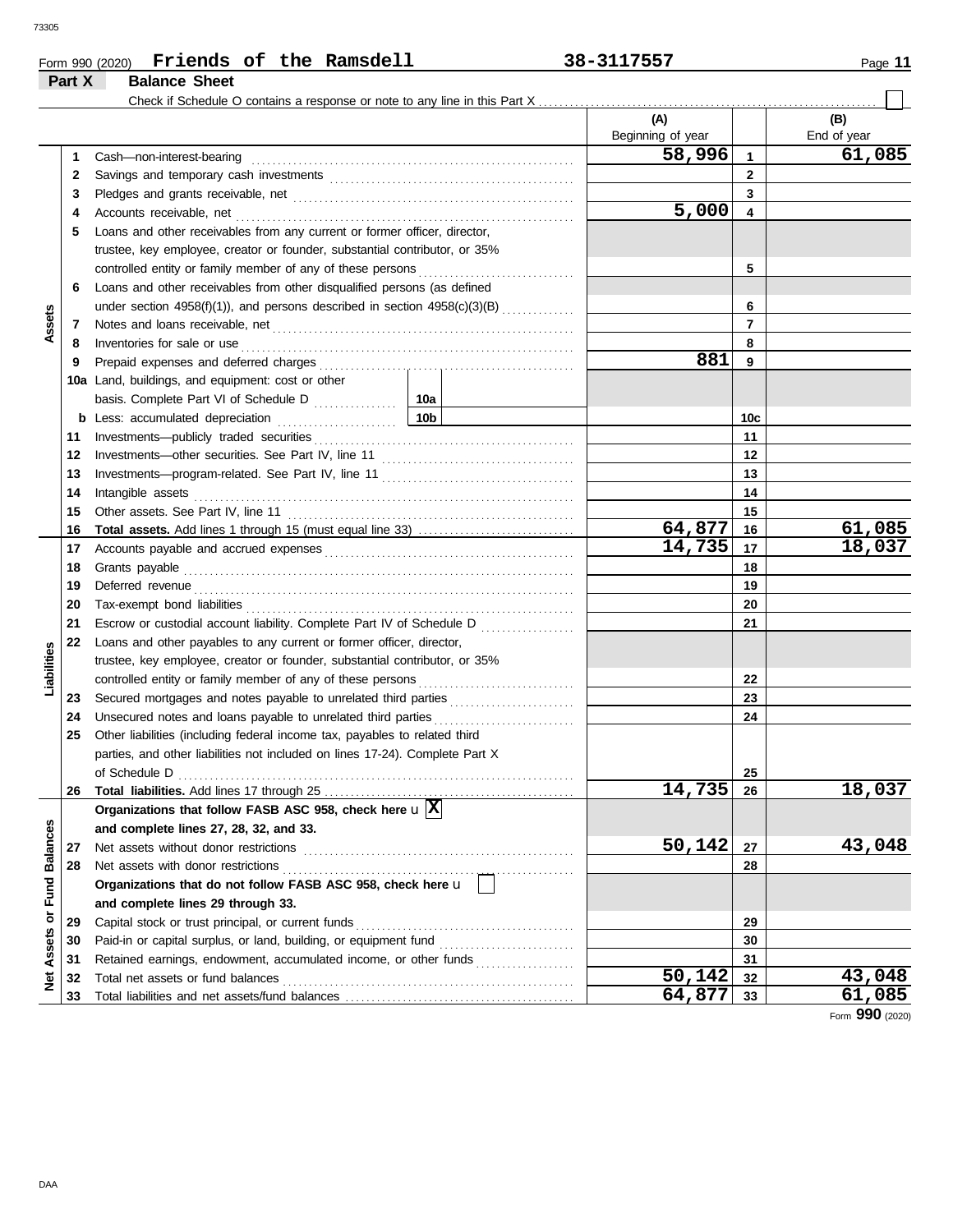Form 990 (2020) **Friends of the Ramsdell** **38-3117557**

## Part X Balance Sheet

Check if Schedule O contains a response or note to any line in this Part X ☐

| Section | Line | Description | | (A) Beginning of year | Line | (B) End of year |
|---|---|---|---|---|---|---|
| Assets | 1 | Cash—non-interest-bearing | | 58,996 | 1 | 61,085 |
| | 2 | Savings and temporary cash investments | | | 2 | |
| | 3 | Pledges and grants receivable, net | | | 3 | |
| | 4 | Accounts receivable, net | | 5,000 | 4 | |
| | 5 | Loans and other receivables from any current or former officer, director, trustee, key employee, creator or founder, substantial contributor, or 35% controlled entity or family member of any of these persons | | | 5 | |
| | 6 | Loans and other receivables from other disqualified persons (as defined under section 4958(f)(1)), and persons described in section 4958(c)(3)(B) | | | 6 | |
| | 7 | Notes and loans receivable, net | | | 7 | |
| | 8 | Inventories for sale or use | | | 8 | |
| | 9 | Prepaid expenses and deferred charges | | 881 | 9 | |
| | 10a | Land, buildings, and equipment: cost or other basis. Complete Part VI of Schedule D | 10a | | | |
| | b | Less: accumulated depreciation | 10b | | 10c | |
| | 11 | Investments—publicly traded securities | | | 11 | |
| | 12 | Investments—other securities. See Part IV, line 11 | | | 12 | |
| | 13 | Investments—program-related. See Part IV, line 11 | | | 13 | |
| | 14 | Intangible assets | | | 14 | |
| | 15 | Other assets. See Part IV, line 11 | | | 15 | |
| | 16 | **Total assets.** Add lines 1 through 15 (must equal line 33) | | 64,877 | 16 | 61,085 |
| Liabilities | 17 | Accounts payable and accrued expenses | | 14,735 | 17 | 18,037 |
| | 18 | Grants payable | | | 18 | |
| | 19 | Deferred revenue | | | 19 | |
| | 20 | Tax-exempt bond liabilities | | | 20 | |
| | 21 | Escrow or custodial account liability. Complete Part IV of Schedule D | | | 21 | |
| | 22 | Loans and other payables to any current or former officer, director, trustee, key employee, creator or founder, substantial contributor, or 35% controlled entity or family member of any of these persons | | | 22 | |
| | 23 | Secured mortgages and notes payable to unrelated third parties | | | 23 | |
| | 24 | Unsecured notes and loans payable to unrelated third parties | | | 24 | |
| | 25 | Other liabilities (including federal income tax, payables to related third parties, and other liabilities not included on lines 17-24). Complete Part X of Schedule D | | | 25 | |
| | 26 | **Total liabilities.** Add lines 17 through 25 | | 14,735 | 26 | 18,037 |
| Net Assets or Fund Balances | | **Organizations that follow FASB ASC 958, check here** ☒ **and complete lines 27, 28, 32, and 33.** | | | | |
| | 27 | Net assets without donor restrictions | | 50,142 | 27 | 43,048 |
| | 28 | Net assets with donor restrictions | | | 28 | |
| | | **Organizations that do not follow FASB ASC 958, check here** ☐ **and complete lines 29 through 33.** | | | | |
| | 29 | Capital stock or trust principal, or current funds | | | 29 | |
| | 30 | Paid-in or capital surplus, or land, building, or equipment fund | | | 30 | |
| | 31 | Retained earnings, endowment, accumulated income, or other funds | | | 31 | |
| | 32 | Total net assets or fund balances | | 50,142 | 32 | 43,048 |
| | 33 | Total liabilities and net assets/fund balances | | 64,877 | 33 | 61,085 |

Form **990** (2020)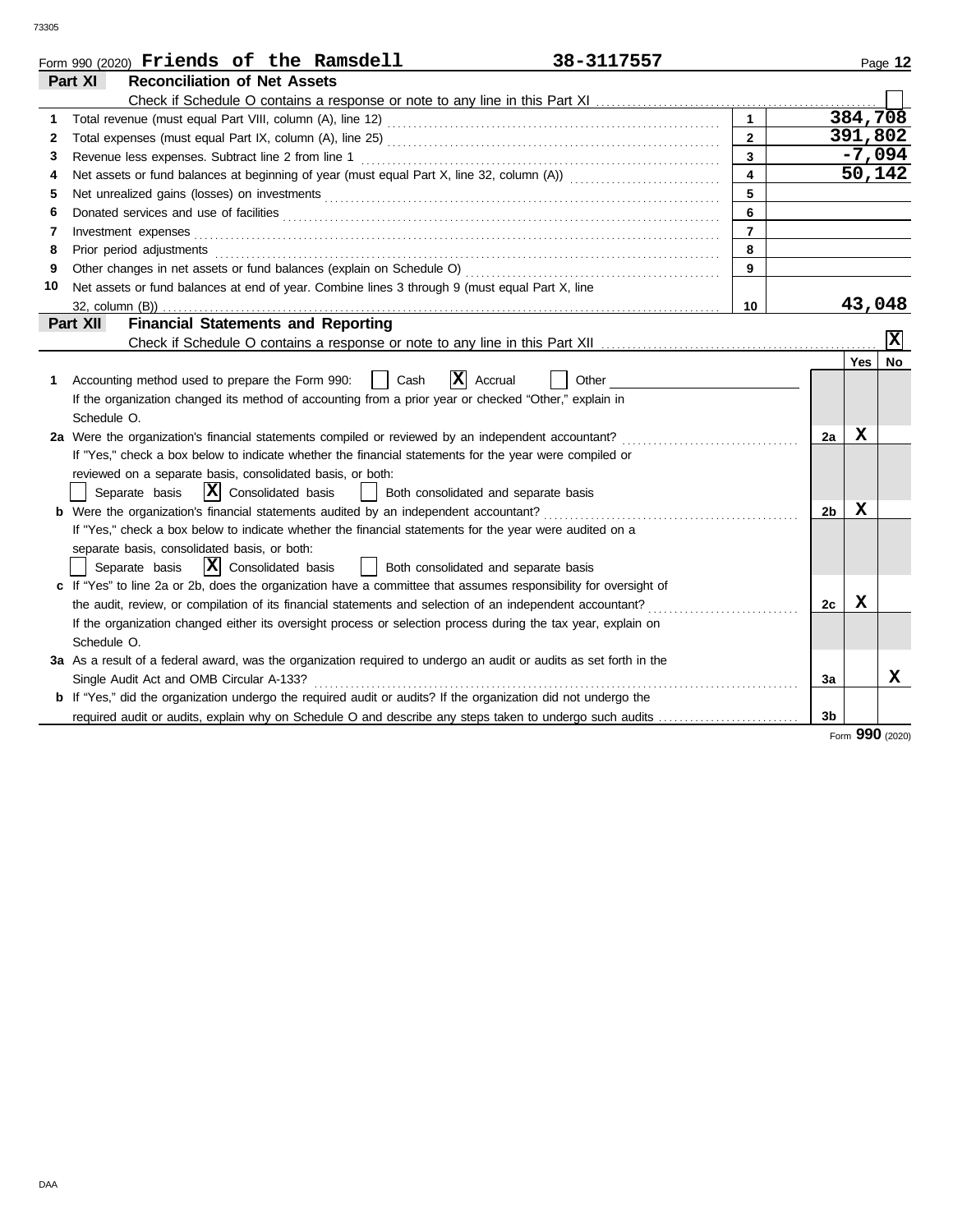Form 990 (2020) **Friends of the Ramsdell** **38-3117557** Page **12**

## Part XI Reconciliation of Net Assets

Check if Schedule O contains a response or note to any line in this Part XI ☐

| | | | |
|---|---|---|---|
| 1 | Total revenue (must equal Part VIII, column (A), line 12) | 1 | 384,708 |
| 2 | Total expenses (must equal Part IX, column (A), line 25) | 2 | 391,802 |
| 3 | Revenue less expenses. Subtract line 2 from line 1 | 3 | -7,094 |
| 4 | Net assets or fund balances at beginning of year (must equal Part X, line 32, column (A)) | 4 | 50,142 |
| 5 | Net unrealized gains (losses) on investments | 5 | |
| 6 | Donated services and use of facilities | 6 | |
| 7 | Investment expenses | 7 | |
| 8 | Prior period adjustments | 8 | |
| 9 | Other changes in net assets or fund balances (explain on Schedule O) | 9 | |
| 10 | Net assets or fund balances at end of year. Combine lines 3 through 9 (must equal Part X, line 32, column (B)) | 10 | 43,048 |

## Part XII Financial Statements and Reporting

Check if Schedule O contains a response or note to any line in this Part XII ☒

| | | | Yes | No |
|---|---|---|---|---|
| 1 | Accounting method used to prepare the Form 990: ☐ Cash ☒ Accrual ☐ Other<br>If the organization changed its method of accounting from a prior year or checked "Other," explain in Schedule O. | | | |
| 2a | Were the organization's financial statements compiled or reviewed by an independent accountant?<br>If "Yes," check a box below to indicate whether the financial statements for the year were compiled or reviewed on a separate basis, consolidated basis, or both:<br>☐ Separate basis ☒ Consolidated basis ☐ Both consolidated and separate basis | 2a | X | |
| b | Were the organization's financial statements audited by an independent accountant?<br>If "Yes," check a box below to indicate whether the financial statements for the year were audited on a separate basis, consolidated basis, or both:<br>☐ Separate basis ☒ Consolidated basis ☐ Both consolidated and separate basis | 2b | X | |
| c | If "Yes" to line 2a or 2b, does the organization have a committee that assumes responsibility for oversight of the audit, review, or compilation of its financial statements and selection of an independent accountant?<br>If the organization changed either its oversight process or selection process during the tax year, explain on Schedule O. | 2c | X | |
| 3a | As a result of a federal award, was the organization required to undergo an audit or audits as set forth in the Single Audit Act and OMB Circular A-133? | 3a | | X |
| b | If "Yes," did the organization undergo the required audit or audits? If the organization did not undergo the required audit or audits, explain why on Schedule O and describe any steps taken to undergo such audits | 3b | | |

Form **990** (2020)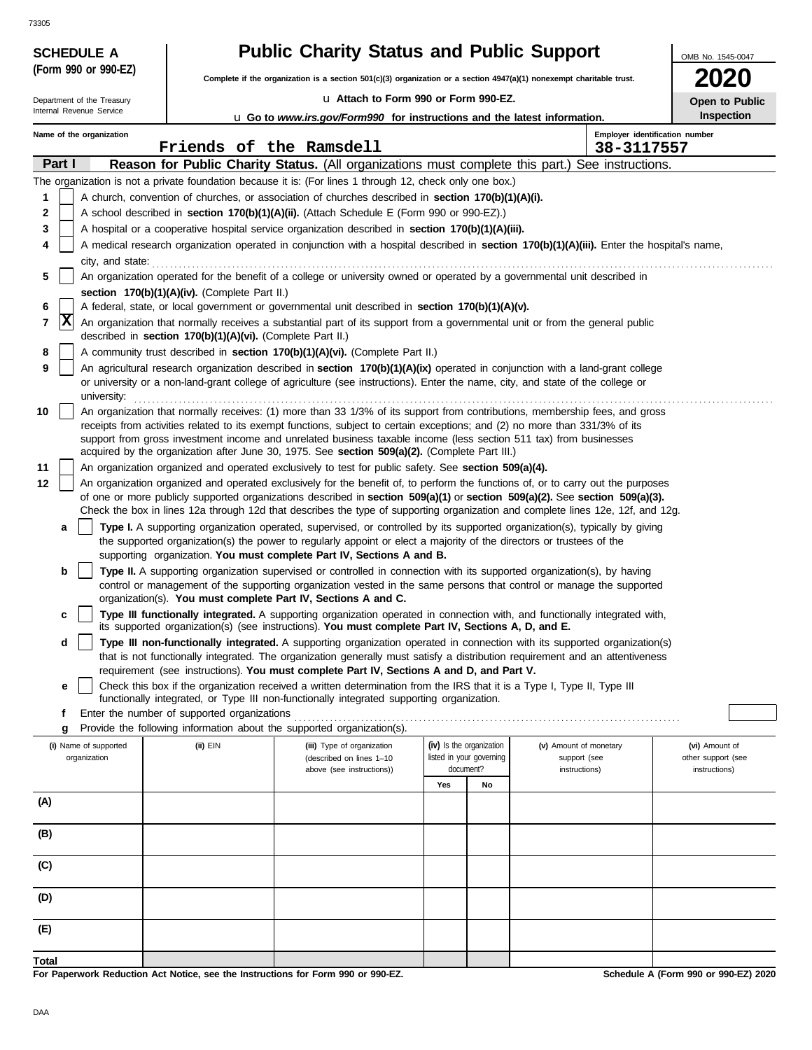# SCHEDULE A (Form 990 or 990-EZ)

Department of the Treasury
Internal Revenue Service

## Public Charity Status and Public Support

**Complete if the organization is a section 501(c)(3) organization or a section 4947(a)(1) nonexempt charitable trust.**

u Attach to Form 990 or Form 990-EZ.

u Go to *www.irs.gov/Form990* for instructions and the latest information.

OMB No. 1545-0047

**2020**

**Open to Public Inspection**

**Name of the organization:** Friends of the Ramsdell

**Employer identification number:** 38-3117557

### Part I — Reason for Public Charity Status. (All organizations must complete this part.) See instructions.

The organization is not a private foundation because it is: (For lines 1 through 12, check only one box.)

1. [ ] A church, convention of churches, or association of churches described in **section 170(b)(1)(A)(i).**
2. [ ] A school described in **section 170(b)(1)(A)(ii).** (Attach Schedule E (Form 990 or 990-EZ).)
3. [ ] A hospital or a cooperative hospital service organization described in **section 170(b)(1)(A)(iii).**
4. [ ] A medical research organization operated in conjunction with a hospital described in **section 170(b)(1)(A)(iii).** Enter the hospital's name, city, and state:
5. [ ] An organization operated for the benefit of a college or university owned or operated by a governmental unit described in **section 170(b)(1)(A)(iv).** (Complete Part II.)
6. [ ] A federal, state, or local government or governmental unit described in **section 170(b)(1)(A)(v).**
7. [X] An organization that normally receives a substantial part of its support from a governmental unit or from the general public described in **section 170(b)(1)(A)(vi).** (Complete Part II.)
8. [ ] A community trust described in **section 170(b)(1)(A)(vi).** (Complete Part II.)
9. [ ] An agricultural research organization described in **section 170(b)(1)(A)(ix)** operated in conjunction with a land-grant college or university or a non-land-grant college of agriculture (see instructions). Enter the name, city, and state of the college or university:
10. [ ] An organization that normally receives: (1) more than 33 1/3% of its support from contributions, membership fees, and gross receipts from activities related to its exempt functions, subject to certain exceptions; and (2) no more than 331/3% of its support from gross investment income and unrelated business taxable income (less section 511 tax) from businesses acquired by the organization after June 30, 1975. See **section 509(a)(2).** (Complete Part III.)
11. [ ] An organization organized and operated exclusively to test for public safety. See **section 509(a)(4).**
12. [ ] An organization organized and operated exclusively for the benefit of, to perform the functions of, or to carry out the purposes of one or more publicly supported organizations described in **section 509(a)(1)** or **section 509(a)(2).** See **section 509(a)(3).** Check the box in lines 12a through 12d that describes the type of supporting organization and complete lines 12e, 12f, and 12g.
   - **a** [ ] **Type I.** A supporting organization operated, supervised, or controlled by its supported organization(s), typically by giving the supported organization(s) the power to regularly appoint or elect a majority of the directors or trustees of the supporting organization. **You must complete Part IV, Sections A and B.**
   - **b** [ ] **Type II.** A supporting organization supervised or controlled in connection with its supported organization(s), by having control or management of the supporting organization vested in the same persons that control or manage the supported organization(s). **You must complete Part IV, Sections A and C.**
   - **c** [ ] **Type III functionally integrated.** A supporting organization operated in connection with, and functionally integrated with, its supported organization(s) (see instructions). **You must complete Part IV, Sections A, D, and E.**
   - **d** [ ] **Type III non-functionally integrated.** A supporting organization operated in connection with its supported organization(s) that is not functionally integrated. The organization generally must satisfy a distribution requirement and an attentiveness requirement (see instructions). **You must complete Part IV, Sections A and D, and Part V.**
   - **e** [ ] Check this box if the organization received a written determination from the IRS that it is a Type I, Type II, Type III functionally integrated, or Type III non-functionally integrated supporting organization.
   - **f** Enter the number of supported organizations
   - **g** Provide the following information about the supported organization(s).

| (i) Name of supported organization | (ii) EIN | (iii) Type of organization (described on lines 1–10 above (see instructions)) | (iv) Is the organization listed in your governing document? | | (v) Amount of monetary support (see instructions) | (vi) Amount of other support (see instructions) |
|---|---|---|---|---|---|---|
| | | | Yes | No | | |
| (A) | | | | | | |
| (B) | | | | | | |
| (C) | | | | | | |
| (D) | | | | | | |
| (E) | | | | | | |
| Total | | | | | | |

**For Paperwork Reduction Act Notice, see the Instructions for Form 990 or 990-EZ.**

**Schedule A (Form 990 or 990-EZ) 2020**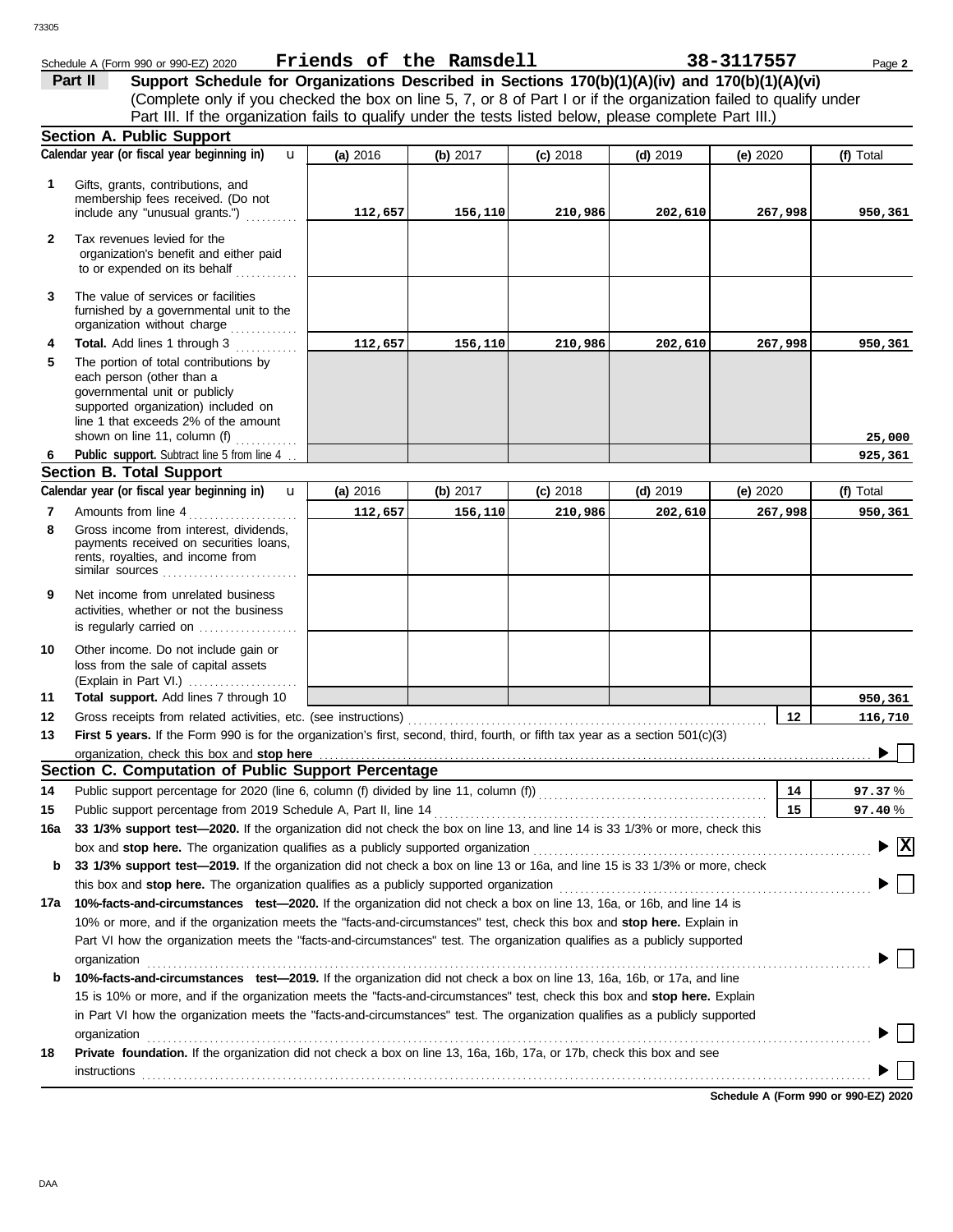Schedule A (Form 990 or 990-EZ) 2020 **Friends of the Ramsdell** **38-3117557**

## Part II — Support Schedule for Organizations Described in Sections 170(b)(1)(A)(iv) and 170(b)(1)(A)(vi)

(Complete only if you checked the box on line 5, 7, or 8 of Part I or if the organization failed to qualify under Part III. If the organization fails to qualify under the tests listed below, please complete Part III.)

### Section A. Public Support

| | Calendar year (or fiscal year beginning in) ► | (a) 2016 | (b) 2017 | (c) 2018 | (d) 2019 | (e) 2020 | (f) Total |
|---|---|---|---|---|---|---|---|
| 1 | Gifts, grants, contributions, and membership fees received. (Do not include any "unusual grants.") | 112,657 | 156,110 | 210,986 | 202,610 | 267,998 | 950,361 |
| 2 | Tax revenues levied for the organization's benefit and either paid to or expended on its behalf | | | | | | |
| 3 | The value of services or facilities furnished by a governmental unit to the organization without charge | | | | | | |
| 4 | **Total.** Add lines 1 through 3 | 112,657 | 156,110 | 210,986 | 202,610 | 267,998 | 950,361 |
| 5 | The portion of total contributions by each person (other than a governmental unit or publicly supported organization) included on line 1 that exceeds 2% of the amount shown on line 11, column (f) | | | | | | 25,000 |
| 6 | **Public support.** Subtract line 5 from line 4 | | | | | | 925,361 |

### Section B. Total Support

| | Calendar year (or fiscal year beginning in) ► | (a) 2016 | (b) 2017 | (c) 2018 | (d) 2019 | (e) 2020 | (f) Total |
|---|---|---|---|---|---|---|---|
| 7 | Amounts from line 4 | 112,657 | 156,110 | 210,986 | 202,610 | 267,998 | 950,361 |
| 8 | Gross income from interest, dividends, payments received on securities loans, rents, royalties, and income from similar sources | | | | | | |
| 9 | Net income from unrelated business activities, whether or not the business is regularly carried on | | | | | | |
| 10 | Other income. Do not include gain or loss from the sale of capital assets (Explain in Part VI.) | | | | | | |
| 11 | **Total support.** Add lines 7 through 10 | | | | | | 950,361 |

**12** Gross receipts from related activities, etc. (see instructions) — **12** — 116,710

**13** **First 5 years.** If the Form 990 is for the organization's first, second, third, fourth, or fifth tax year as a section 501(c)(3) organization, check this box and **stop here** ► ☐

### Section C. Computation of Public Support Percentage

**14** Public support percentage for 2020 (line 6, column (f) divided by line 11, column (f)) — **14** — 97.37 %

**15** Public support percentage from 2019 Schedule A, Part II, line 14 — **15** — 97.40 %

**16a** **33 1/3% support test—2020.** If the organization did not check the box on line 13, and line 14 is 33 1/3% or more, check this box and **stop here.** The organization qualifies as a publicly supported organization ► ☒

**b** **33 1/3% support test—2019.** If the organization did not check a box on line 13 or 16a, and line 15 is 33 1/3% or more, check this box and **stop here.** The organization qualifies as a publicly supported organization ► ☐

**17a** **10%-facts-and-circumstances test—2020.** If the organization did not check a box on line 13, 16a, or 16b, and line 14 is 10% or more, and if the organization meets the "facts-and-circumstances" test, check this box and **stop here.** Explain in Part VI how the organization meets the "facts-and-circumstances" test. The organization qualifies as a publicly supported organization ► ☐

**b** **10%-facts-and-circumstances test—2019.** If the organization did not check a box on line 13, 16a, 16b, or 17a, and line 15 is 10% or more, and if the organization meets the "facts-and-circumstances" test, check this box and **stop here.** Explain in Part VI how the organization meets the "facts-and-circumstances" test. The organization qualifies as a publicly supported organization ► ☐

**18** **Private foundation.** If the organization did not check a box on line 13, 16a, 16b, 17a, or 17b, check this box and see instructions ► ☐

**Schedule A (Form 990 or 990-EZ) 2020**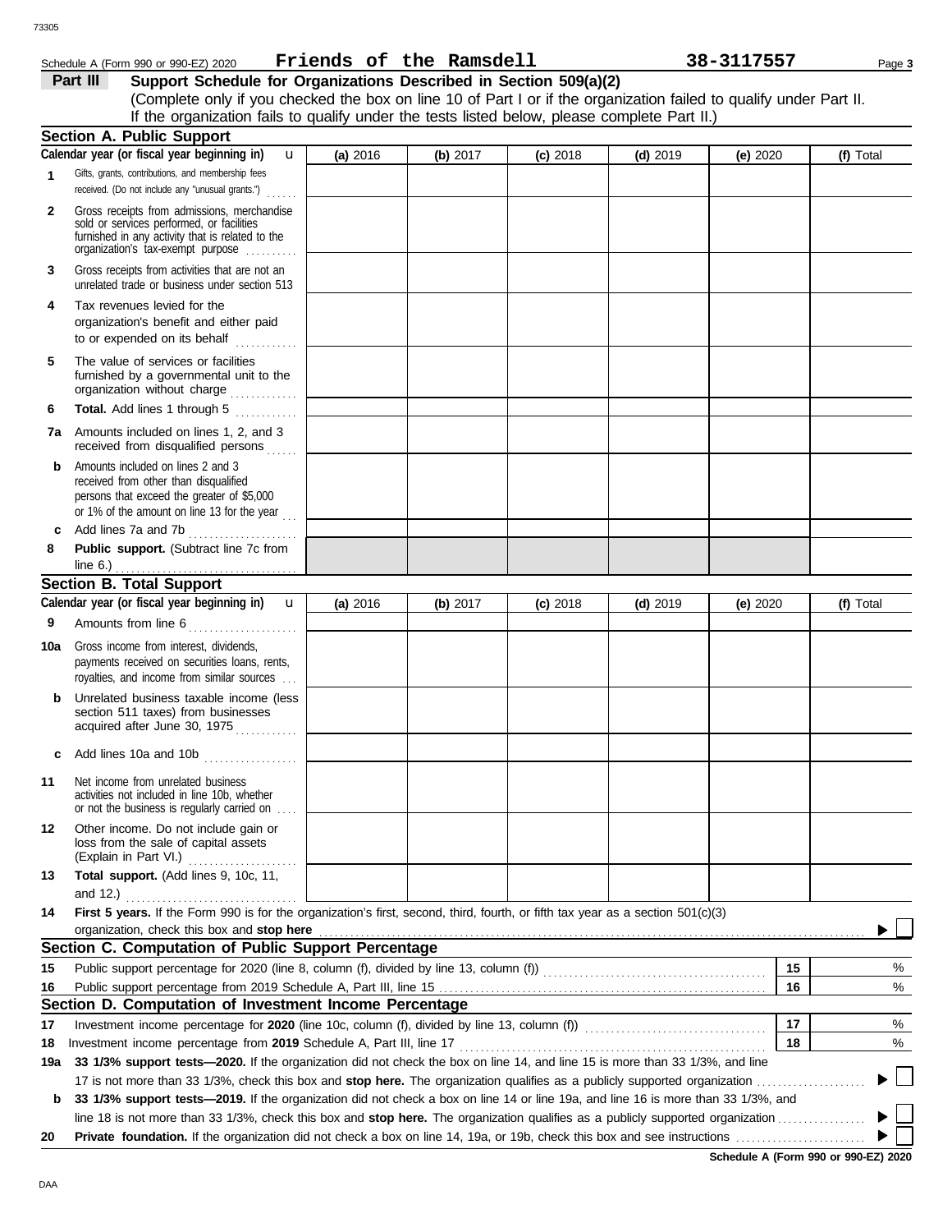Schedule A (Form 990 or 990-EZ) 2020 **Friends of the Ramsdell** **38-3117557**

## Part III Support Schedule for Organizations Described in Section 509(a)(2)

(Complete only if you checked the box on line 10 of Part I or if the organization failed to qualify under Part II. If the organization fails to qualify under the tests listed below, please complete Part II.)

### Section A. Public Support

| Calendar year (or fiscal year beginning in) | (a) 2016 | (b) 2017 | (c) 2018 | (d) 2019 | (e) 2020 | (f) Total |
|---|---|---|---|---|---|---|
| 1 Gifts, grants, contributions, and membership fees received. (Do not include any "unusual grants.") | | | | | | |
| 2 Gross receipts from admissions, merchandise sold or services performed, or facilities furnished in any activity that is related to the organization's tax-exempt purpose | | | | | | |
| 3 Gross receipts from activities that are not an unrelated trade or business under section 513 | | | | | | |
| 4 Tax revenues levied for the organization's benefit and either paid to or expended on its behalf | | | | | | |
| 5 The value of services or facilities furnished by a governmental unit to the organization without charge | | | | | | |
| 6 **Total.** Add lines 1 through 5 | | | | | | |
| 7a Amounts included on lines 1, 2, and 3 received from disqualified persons | | | | | | |
| b Amounts included on lines 2 and 3 received from other than disqualified persons that exceed the greater of $5,000 or 1% of the amount on line 13 for the year | | | | | | |
| c Add lines 7a and 7b | | | | | | |
| 8 **Public support.** (Subtract line 7c from line 6.) | | | | | | |

### Section B. Total Support

| Calendar year (or fiscal year beginning in) | (a) 2016 | (b) 2017 | (c) 2018 | (d) 2019 | (e) 2020 | (f) Total |
|---|---|---|---|---|---|---|
| 9 Amounts from line 6 | | | | | | |
| 10a Gross income from interest, dividends, payments received on securities loans, rents, royalties, and income from similar sources | | | | | | |
| b Unrelated business taxable income (less section 511 taxes) from businesses acquired after June 30, 1975 | | | | | | |
| c Add lines 10a and 10b | | | | | | |
| 11 Net income from unrelated business activities not included in line 10b, whether or not the business is regularly carried on | | | | | | |
| 12 Other income. Do not include gain or loss from the sale of capital assets (Explain in Part VI.) | | | | | | |
| 13 **Total support.** (Add lines 9, 10c, 11, and 12.) | | | | | | |

**14** **First 5 years.** If the Form 990 is for the organization's first, second, third, fourth, or fifth tax year as a section 501(c)(3) organization, check this box and **stop here** ☐

### Section C. Computation of Public Support Percentage

| | | | |
|---|---|---|---|
| 15 | Public support percentage for 2020 (line 8, column (f), divided by line 13, column (f)) | 15 | % |
| 16 | Public support percentage from 2019 Schedule A, Part III, line 15 | 16 | % |

### Section D. Computation of Investment Income Percentage

| | | | |
|---|---|---|---|
| 17 | Investment income percentage for **2020** (line 10c, column (f), divided by line 13, column (f)) | 17 | % |
| 18 | Investment income percentage from **2019** Schedule A, Part III, line 17 | 18 | % |

**19a** **33 1/3% support tests—2020.** If the organization did not check the box on line 14, and line 15 is more than 33 1/3%, and line 17 is not more than 33 1/3%, check this box and **stop here.** The organization qualifies as a publicly supported organization ☐

**b** **33 1/3% support tests—2019.** If the organization did not check a box on line 14 or line 19a, and line 16 is more than 33 1/3%, and line 18 is not more than 33 1/3%, check this box and **stop here.** The organization qualifies as a publicly supported organization ☐

**20** **Private foundation.** If the organization did not check a box on line 14, 19a, or 19b, check this box and see instructions ☐

**Schedule A (Form 990 or 990-EZ) 2020**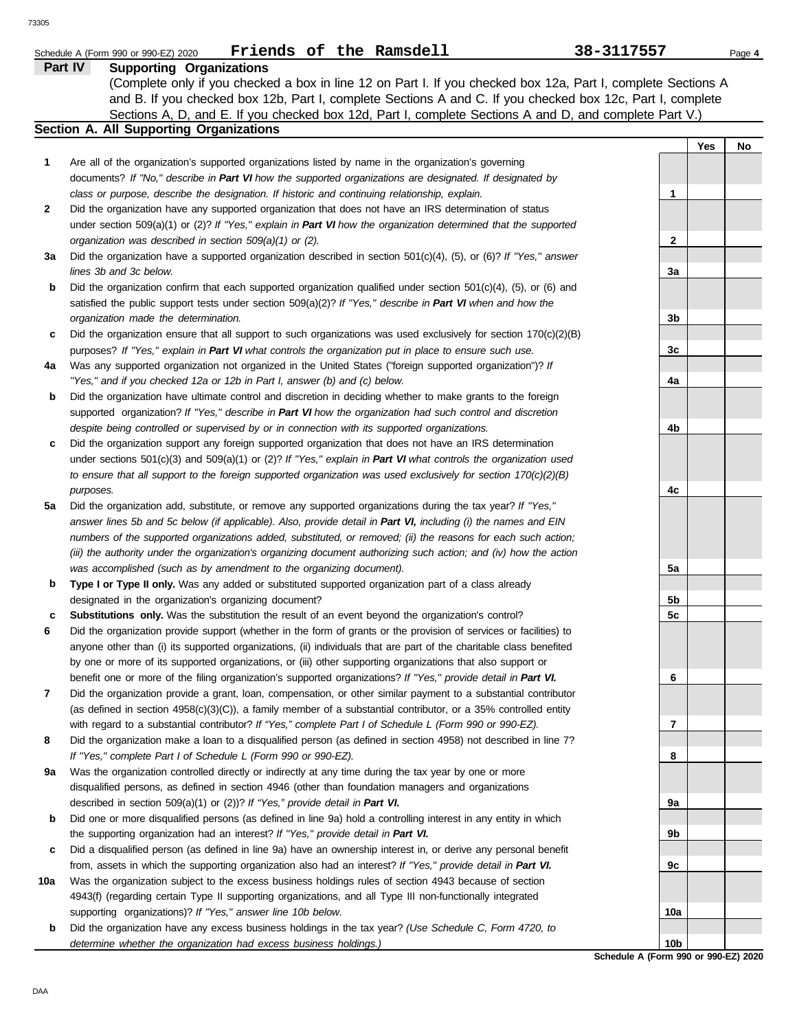Schedule A (Form 990 or 990-EZ) 2020 **Friends of the Ramsdell** **38-3117557**

## Part IV Supporting Organizations

(Complete only if you checked a box in line 12 on Part I. If you checked box 12a, Part I, complete Sections A and B. If you checked box 12b, Part I, complete Sections A and C. If you checked box 12c, Part I, complete Sections A, D, and E. If you checked box 12d, Part I, complete Sections A and D, and complete Part V.)

### Section A. All Supporting Organizations

| | | | Yes | No |
|---|---|---|---|---|
| **1** | Are all of the organization's supported organizations listed by name in the organization's governing documents? *If "No," describe in **Part VI** how the supported organizations are designated. If designated by class or purpose, describe the designation. If historic and continuing relationship, explain.* | **1** | | |
| **2** | Did the organization have any supported organization that does not have an IRS determination of status under section 509(a)(1) or (2)? *If "Yes," explain in **Part VI** how the organization determined that the supported organization was described in section 509(a)(1) or (2).* | **2** | | |
| **3a** | Did the organization have a supported organization described in section 501(c)(4), (5), or (6)? *If "Yes," answer lines 3b and 3c below.* | **3a** | | |
| **b** | Did the organization confirm that each supported organization qualified under section 501(c)(4), (5), or (6) and satisfied the public support tests under section 509(a)(2)? *If "Yes," describe in **Part VI** when and how the organization made the determination.* | **3b** | | |
| **c** | Did the organization ensure that all support to such organizations was used exclusively for section 170(c)(2)(B) purposes? *If "Yes," explain in **Part VI** what controls the organization put in place to ensure such use.* | **3c** | | |
| **4a** | Was any supported organization not organized in the United States ("foreign supported organization")? *If "Yes," and if you checked 12a or 12b in Part I, answer (b) and (c) below.* | **4a** | | |
| **b** | Did the organization have ultimate control and discretion in deciding whether to make grants to the foreign supported organization? *If "Yes," describe in **Part VI** how the organization had such control and discretion despite being controlled or supervised by or in connection with its supported organizations.* | **4b** | | |
| **c** | Did the organization support any foreign supported organization that does not have an IRS determination under sections 501(c)(3) and 509(a)(1) or (2)? *If "Yes," explain in **Part VI** what controls the organization used to ensure that all support to the foreign supported organization was used exclusively for section 170(c)(2)(B) purposes.* | **4c** | | |
| **5a** | Did the organization add, substitute, or remove any supported organizations during the tax year? *If "Yes," answer lines 5b and 5c below (if applicable). Also, provide detail in **Part VI,** including (i) the names and EIN numbers of the supported organizations added, substituted, or removed; (ii) the reasons for each such action; (iii) the authority under the organization's organizing document authorizing such action; and (iv) how the action was accomplished (such as by amendment to the organizing document).* | **5a** | | |
| **b** | **Type I or Type II only.** Was any added or substituted supported organization part of a class already designated in the organization's organizing document? | **5b** | | |
| **c** | **Substitutions only.** Was the substitution the result of an event beyond the organization's control? | **5c** | | |
| **6** | Did the organization provide support (whether in the form of grants or the provision of services or facilities) to anyone other than (i) its supported organizations, (ii) individuals that are part of the charitable class benefited by one or more of its supported organizations, or (iii) other supporting organizations that also support or benefit one or more of the filing organization's supported organizations? *If "Yes," provide detail in **Part VI.*** | **6** | | |
| **7** | Did the organization provide a grant, loan, compensation, or other similar payment to a substantial contributor (as defined in section 4958(c)(3)(C)), a family member of a substantial contributor, or a 35% controlled entity with regard to a substantial contributor? *If "Yes," complete Part I of Schedule L (Form 990 or 990-EZ).* | **7** | | |
| **8** | Did the organization make a loan to a disqualified person (as defined in section 4958) not described in line 7? *If "Yes," complete Part I of Schedule L (Form 990 or 990-EZ).* | **8** | | |
| **9a** | Was the organization controlled directly or indirectly at any time during the tax year by one or more disqualified persons, as defined in section 4946 (other than foundation managers and organizations described in section 509(a)(1) or (2))? *If "Yes," provide detail in **Part VI.*** | **9a** | | |
| **b** | Did one or more disqualified persons (as defined in line 9a) hold a controlling interest in any entity in which the supporting organization had an interest? *If "Yes," provide detail in **Part VI.*** | **9b** | | |
| **c** | Did a disqualified person (as defined in line 9a) have an ownership interest in, or derive any personal benefit from, assets in which the supporting organization also had an interest? *If "Yes," provide detail in **Part VI.*** | **9c** | | |
| **10a** | Was the organization subject to the excess business holdings rules of section 4943 because of section 4943(f) (regarding certain Type II supporting organizations, and all Type III non-functionally integrated supporting organizations)? *If "Yes," answer line 10b below.* | **10a** | | |
| **b** | Did the organization have any excess business holdings in the tax year? *(Use Schedule C, Form 4720, to determine whether the organization had excess business holdings.)* | **10b** | | |

**Schedule A (Form 990 or 990-EZ) 2020**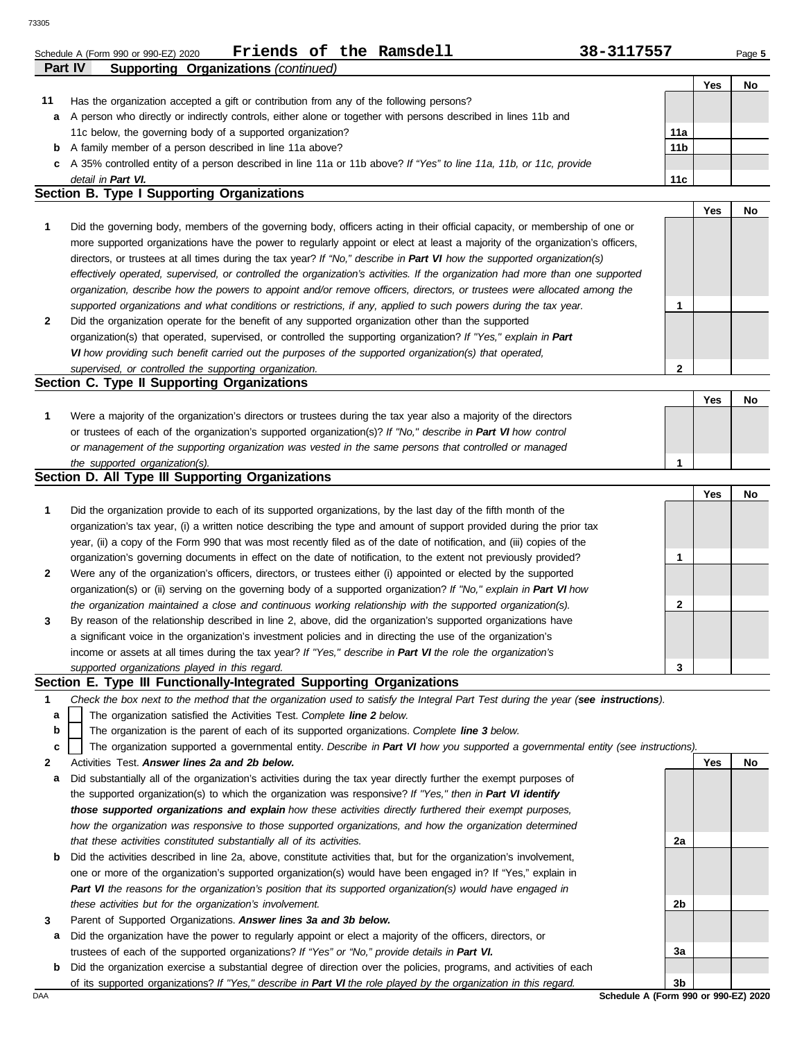Schedule A (Form 990 or 990-EZ) 2020 **Friends of the Ramsdell** **38-3117557** Page **5**

## Part IV Supporting Organizations *(continued)*

| | | | Yes | No |
|---|---|---|---|---|
| **11** | Has the organization accepted a gift or contribution from any of the following persons? | | | |
| **a** | A person who directly or indirectly controls, either alone or together with persons described in lines 11b and 11c below, the governing body of a supported organization? | **11a** | | |
| **b** | A family member of a person described in line 11a above? | **11b** | | |
| **c** | A 35% controlled entity of a person described in line 11a or 11b above? *If "Yes" to line 11a, 11b, or 11c, provide detail in* ***Part VI.*** | **11c** | | |

### Section B. Type I Supporting Organizations

| | | | Yes | No |
|---|---|---|---|---|
| **1** | Did the governing body, members of the governing body, officers acting in their official capacity, or membership of one or more supported organizations have the power to regularly appoint or elect at least a majority of the organization's officers, directors, or trustees at all times during the tax year? *If "No," describe in* ***Part VI*** *how the supported organization(s) effectively operated, supervised, or controlled the organization's activities. If the organization had more than one supported organization, describe how the powers to appoint and/or remove officers, directors, or trustees were allocated among the supported organizations and what conditions or restrictions, if any, applied to such powers during the tax year.* | **1** | | |
| **2** | Did the organization operate for the benefit of any supported organization other than the supported organization(s) that operated, supervised, or controlled the supporting organization? *If "Yes," explain in* ***Part VI*** *how providing such benefit carried out the purposes of the supported organization(s) that operated, supervised, or controlled the supporting organization.* | **2** | | |

### Section C. Type II Supporting Organizations

| | | | Yes | No |
|---|---|---|---|---|
| **1** | Were a majority of the organization's directors or trustees during the tax year also a majority of the directors or trustees of each of the organization's supported organization(s)? *If "No," describe in* ***Part VI*** *how control or management of the supporting organization was vested in the same persons that controlled or managed the supported organization(s).* | **1** | | |

### Section D. All Type III Supporting Organizations

| | | | Yes | No |
|---|---|---|---|---|
| **1** | Did the organization provide to each of its supported organizations, by the last day of the fifth month of the organization's tax year, (i) a written notice describing the type and amount of support provided during the prior tax year, (ii) a copy of the Form 990 that was most recently filed as of the date of notification, and (iii) copies of the organization's governing documents in effect on the date of notification, to the extent not previously provided? | **1** | | |
| **2** | Were any of the organization's officers, directors, or trustees either (i) appointed or elected by the supported organization(s) or (ii) serving on the governing body of a supported organization? *If "No," explain in* ***Part VI*** *how the organization maintained a close and continuous working relationship with the supported organization(s).* | **2** | | |
| **3** | By reason of the relationship described in line 2, above, did the organization's supported organizations have a significant voice in the organization's investment policies and in directing the use of the organization's income or assets at all times during the tax year? *If "Yes," describe in* ***Part VI*** *the role the organization's supported organizations played in this regard.* | **3** | | |

### Section E. Type III Functionally-Integrated Supporting Organizations

**1** *Check the box next to the method that the organization used to satisfy the Integral Part Test during the year (****see instructions****).*

- **a** ☐ The organization satisfied the Activities Test. *Complete* ***line 2*** *below.*
- **b** ☐ The organization is the parent of each of its supported organizations. *Complete* ***line 3*** *below.*
- **c** ☐ The organization supported a governmental entity. *Describe in* ***Part VI*** *how you supported a governmental entity (see instructions).*

| | | | Yes | No |
|---|---|---|---|---|
| **2** | Activities Test. ***Answer lines 2a and 2b below.*** | | | |
| **a** | Did substantially all of the organization's activities during the tax year directly further the exempt purposes of the supported organization(s) to which the organization was responsive? *If "Yes," then in* ***Part VI identify those supported organizations and explain*** *how these activities directly furthered their exempt purposes, how the organization was responsive to those supported organizations, and how the organization determined that these activities constituted substantially all of its activities.* | **2a** | | |
| **b** | Did the activities described in line 2a, above, constitute activities that, but for the organization's involvement, one or more of the organization's supported organization(s) would have been engaged in? If "Yes," explain in ***Part VI*** *the reasons for the organization's position that its supported organization(s) would have engaged in these activities but for the organization's involvement.* | **2b** | | |
| **3** | Parent of Supported Organizations. ***Answer lines 3a and 3b below.*** | | | |
| **a** | Did the organization have the power to regularly appoint or elect a majority of the officers, directors, or trustees of each of the supported organizations? *If "Yes" or "No," provide details in* ***Part VI.*** | **3a** | | |
| **b** | Did the organization exercise a substantial degree of direction over the policies, programs, and activities of each of its supported organizations? *If "Yes," describe in* ***Part VI*** *the role played by the organization in this regard.* | **3b** | | |

Schedule A (Form 990 or 990-EZ) 2020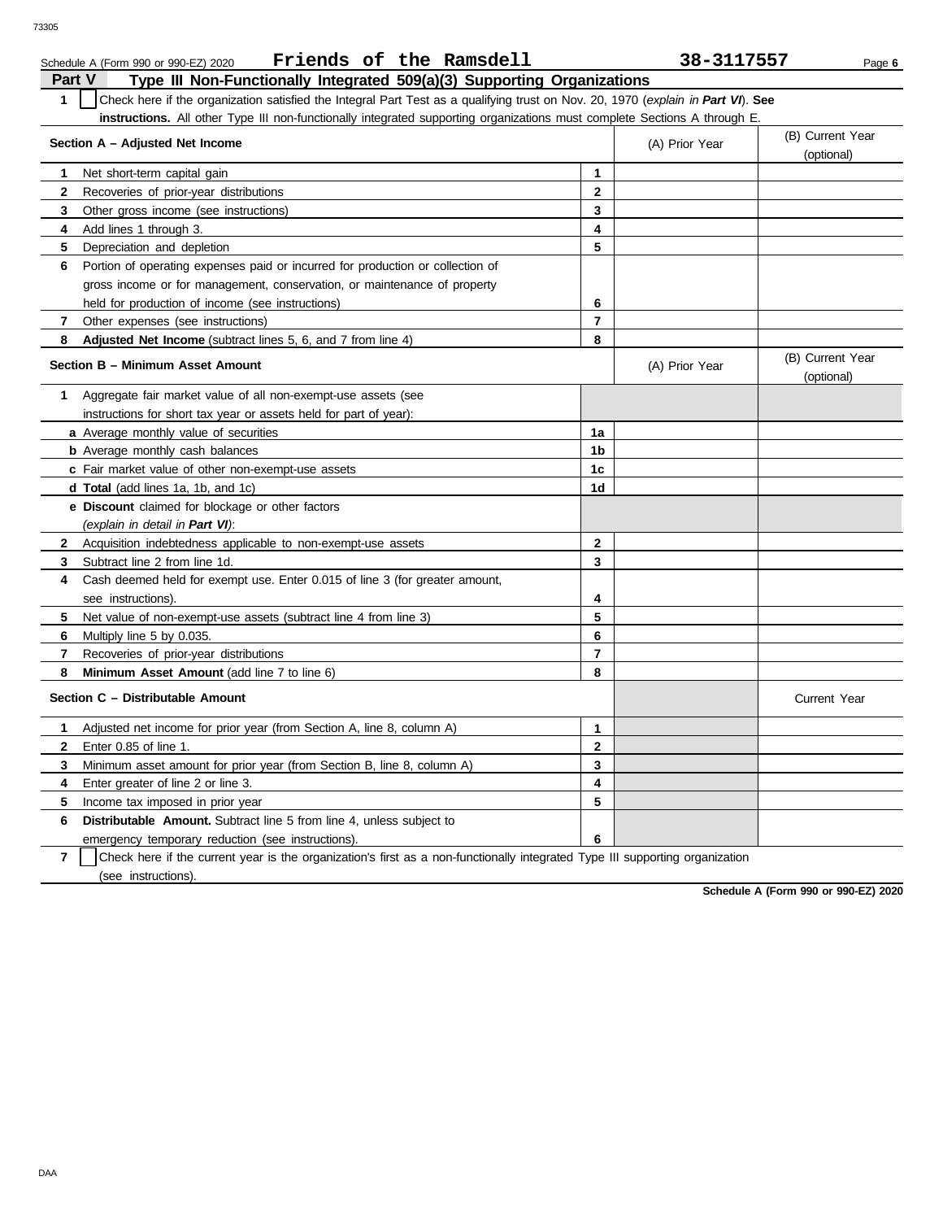Schedule A (Form 990 or 990-EZ) 2020 **Friends of the Ramsdell** **38-3117557**

**Part V — Type III Non-Functionally Integrated 509(a)(3) Supporting Organizations**

**1** ☐ Check here if the organization satisfied the Integral Part Test as a qualifying trust on Nov. 20, 1970 (*explain in **Part VI***). **See instructions.** All other Type III non-functionally integrated supporting organizations must complete Sections A through E.

| **Section A – Adjusted Net Income** | | (A) Prior Year | (B) Current Year (optional) |
|---|---|---|---|
| **1** Net short-term capital gain | **1** | | |
| **2** Recoveries of prior-year distributions | **2** | | |
| **3** Other gross income (see instructions) | **3** | | |
| **4** Add lines 1 through 3. | **4** | | |
| **5** Depreciation and depletion | **5** | | |
| **6** Portion of operating expenses paid or incurred for production or collection of gross income or for management, conservation, or maintenance of property held for production of income (see instructions) | **6** | | |
| **7** Other expenses (see instructions) | **7** | | |
| **8** **Adjusted Net Income** (subtract lines 5, 6, and 7 from line 4) | **8** | | |

| **Section B – Minimum Asset Amount** | | (A) Prior Year | (B) Current Year (optional) |
|---|---|---|---|
| **1** Aggregate fair market value of all non-exempt-use assets (see instructions for short tax year or assets held for part of year): | | | |
| **a** Average monthly value of securities | **1a** | | |
| **b** Average monthly cash balances | **1b** | | |
| **c** Fair market value of other non-exempt-use assets | **1c** | | |
| **d Total** (add lines 1a, 1b, and 1c) | **1d** | | |
| **e Discount** claimed for blockage or other factors (*explain in detail in **Part VI***): | | | |
| **2** Acquisition indebtedness applicable to non-exempt-use assets | **2** | | |
| **3** Subtract line 2 from line 1d. | **3** | | |
| **4** Cash deemed held for exempt use. Enter 0.015 of line 3 (for greater amount, see instructions). | **4** | | |
| **5** Net value of non-exempt-use assets (subtract line 4 from line 3) | **5** | | |
| **6** Multiply line 5 by 0.035. | **6** | | |
| **7** Recoveries of prior-year distributions | **7** | | |
| **8** **Minimum Asset Amount** (add line 7 to line 6) | **8** | | |

| **Section C – Distributable Amount** | | | Current Year |
|---|---|---|---|
| **1** Adjusted net income for prior year (from Section A, line 8, column A) | **1** | | |
| **2** Enter 0.85 of line 1. | **2** | | |
| **3** Minimum asset amount for prior year (from Section B, line 8, column A) | **3** | | |
| **4** Enter greater of line 2 or line 3. | **4** | | |
| **5** Income tax imposed in prior year | **5** | | |
| **6** **Distributable Amount.** Subtract line 5 from line 4, unless subject to emergency temporary reduction (see instructions). | **6** | | |

**7** ☐ Check here if the current year is the organization's first as a non-functionally integrated Type III supporting organization (see instructions).

**Schedule A (Form 990 or 990-EZ) 2020**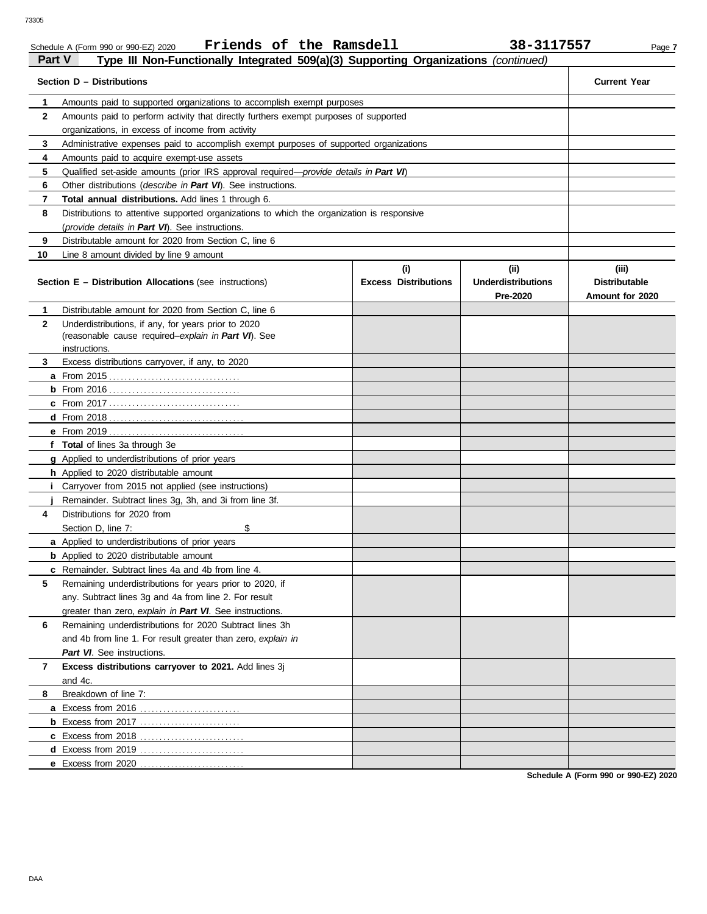Schedule A (Form 990 or 990-EZ) 2020 **Friends of the Ramsdell** **38-3117557**

## Part V Type III Non-Functionally Integrated 509(a)(3) Supporting Organizations *(continued)*

| | **Section D – Distributions** | **Current Year** |
|---|---|---|
| **1** | Amounts paid to supported organizations to accomplish exempt purposes | |
| **2** | Amounts paid to perform activity that directly furthers exempt purposes of supported organizations, in excess of income from activity | |
| **3** | Administrative expenses paid to accomplish exempt purposes of supported organizations | |
| **4** | Amounts paid to acquire exempt-use assets | |
| **5** | Qualified set-aside amounts (prior IRS approval required—*provide details in **Part VI***) | |
| **6** | Other distributions (*describe in **Part VI***). See instructions. | |
| **7** | **Total annual distributions.** Add lines 1 through 6. | |
| **8** | Distributions to attentive supported organizations to which the organization is responsive (*provide details in **Part VI***). See instructions. | |
| **9** | Distributable amount for 2020 from Section C, line 6 | |
| **10** | Line 8 amount divided by line 9 amount | |

| | **Section E – Distribution Allocations** (see instructions) | **(i) Excess Distributions** | **(ii) Underdistributions Pre-2020** | **(iii) Distributable Amount for 2020** |
|---|---|---|---|---|
| **1** | Distributable amount for 2020 from Section C, line 6 | | | |
| **2** | Underdistributions, if any, for years prior to 2020 (reasonable cause required–*explain in **Part VI***). See instructions. | | | |
| **3** | Excess distributions carryover, if any, to 2020 | | | |
| **a** | From 2015 | | | |
| **b** | From 2016 | | | |
| **c** | From 2017 | | | |
| **d** | From 2018 | | | |
| **e** | From 2019 | | | |
| **f** | **Total** of lines 3a through 3e | | | |
| **g** | Applied to underdistributions of prior years | | | |
| **h** | Applied to 2020 distributable amount | | | |
| **i** | Carryover from 2015 not applied (see instructions) | | | |
| **j** | Remainder. Subtract lines 3g, 3h, and 3i from line 3f. | | | |
| **4** | Distributions for 2020 from Section D, line 7: $ | | | |
| **a** | Applied to underdistributions of prior years | | | |
| **b** | Applied to 2020 distributable amount | | | |
| **c** | Remainder. Subtract lines 4a and 4b from line 4. | | | |
| **5** | Remaining underdistributions for years prior to 2020, if any. Subtract lines 3g and 4a from line 2. For result greater than zero, *explain in **Part VI***. See instructions. | | | |
| **6** | Remaining underdistributions for 2020 Subtract lines 3h and 4b from line 1. For result greater than zero, *explain in **Part VI***. See instructions. | | | |
| **7** | **Excess distributions carryover to 2021.** Add lines 3j and 4c. | | | |
| **8** | Breakdown of line 7: | | | |
| **a** | Excess from 2016 | | | |
| **b** | Excess from 2017 | | | |
| **c** | Excess from 2018 | | | |
| **d** | Excess from 2019 | | | |
| **e** | Excess from 2020 | | | |

**Schedule A (Form 990 or 990-EZ) 2020**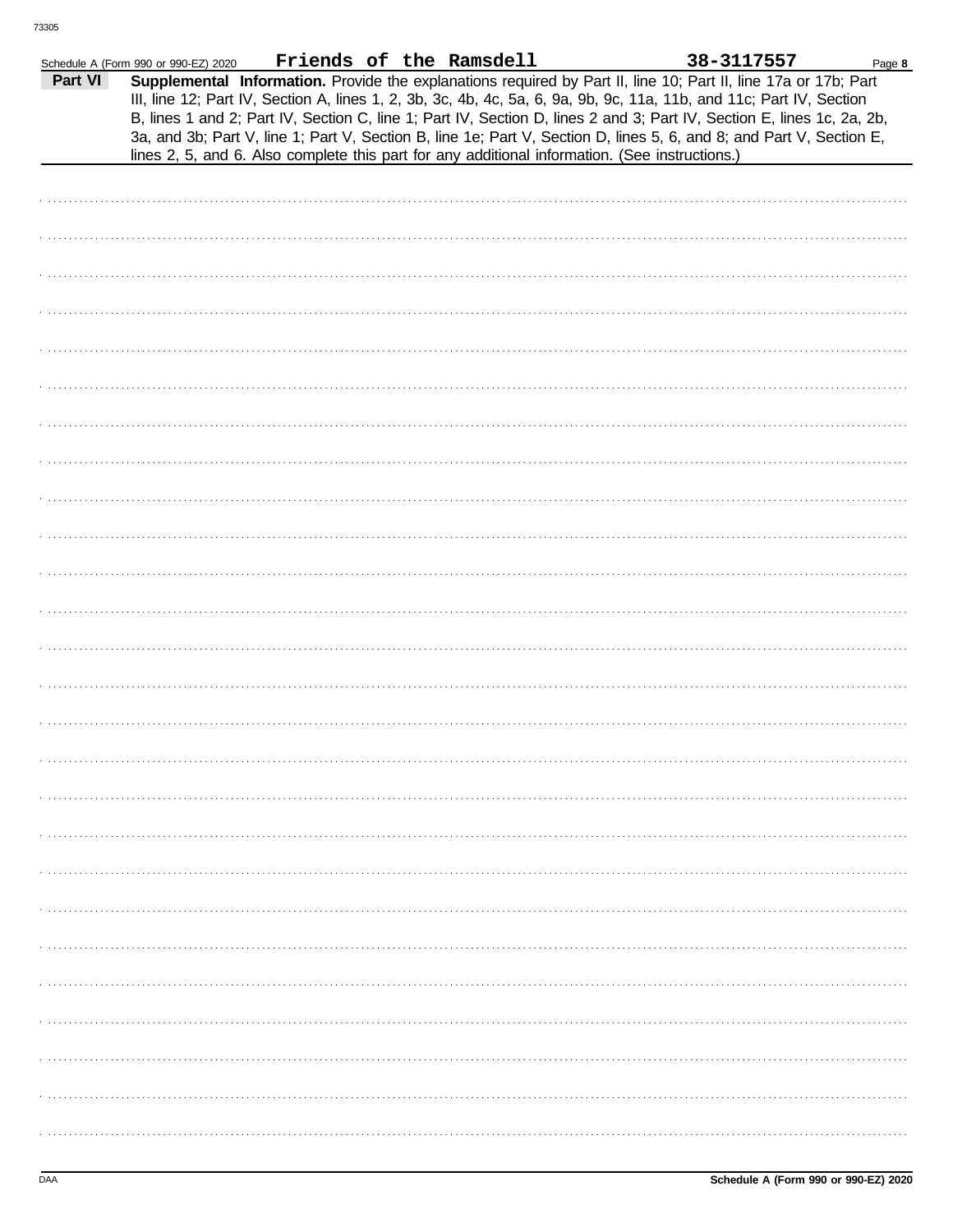Schedule A (Form 990 or 990-EZ) 2020 **Friends of the Ramsdell** **38-3117557**

**Part VI** **Supplemental Information.** Provide the explanations required by Part II, line 10; Part II, line 17a or 17b; Part III, line 12; Part IV, Section A, lines 1, 2, 3b, 3c, 4b, 4c, 5a, 6, 9a, 9b, 9c, 11a, 11b, and 11c; Part IV, Section B, lines 1 and 2; Part IV, Section C, line 1; Part IV, Section D, lines 2 and 3; Part IV, Section E, lines 1c, 2a, 2b, 3a, and 3b; Part V, line 1; Part V, Section B, line 1e; Part V, Section D, lines 5, 6, and 8; and Part V, Section E, lines 2, 5, and 6. Also complete this part for any additional information. (See instructions.)

**Schedule A (Form 990 or 990-EZ) 2020**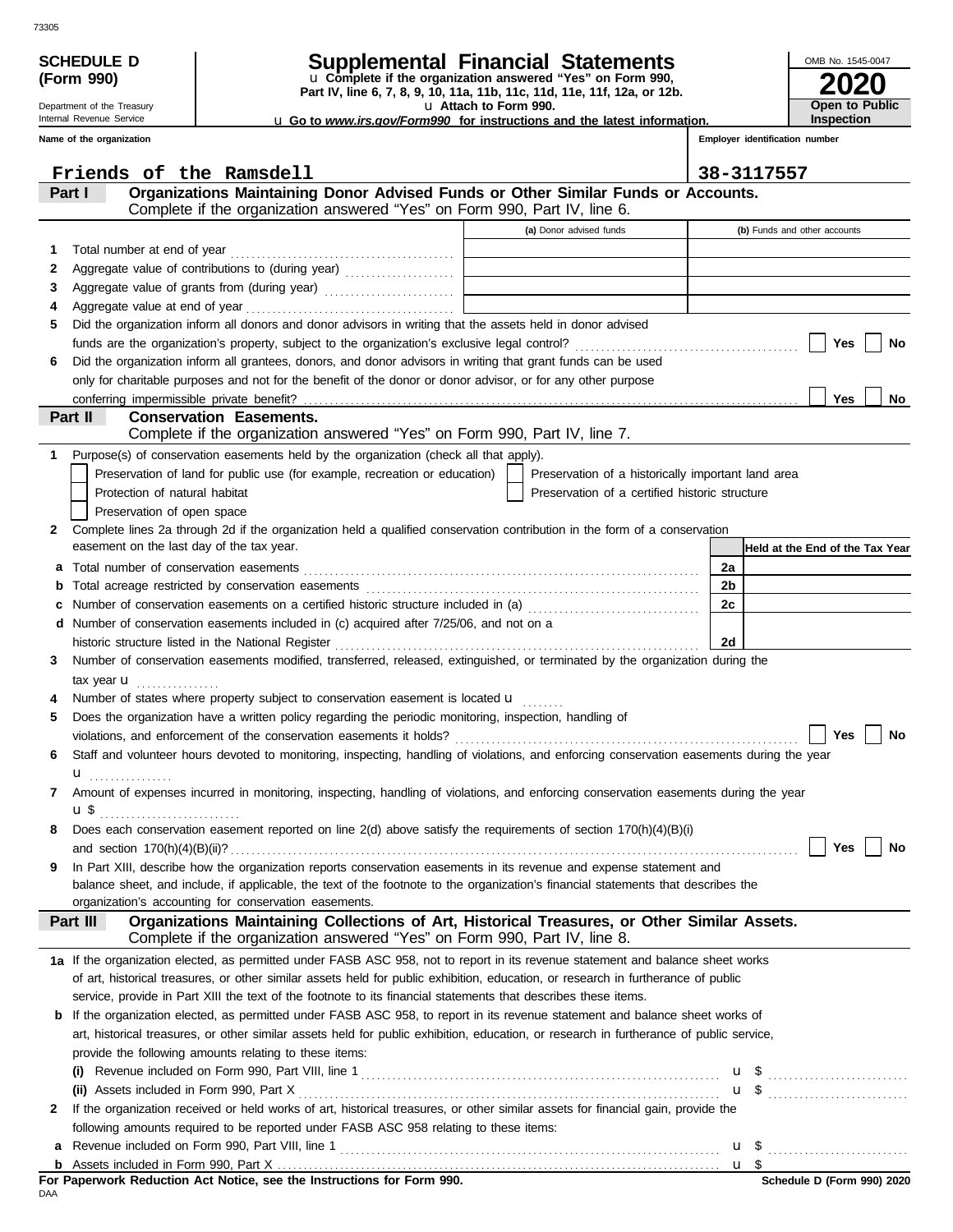73305

**SCHEDULE D (Form 990)**

Department of the Treasury
Internal Revenue Service

# Supplemental Financial Statements

u Complete if the organization answered "Yes" on Form 990, Part IV, line 6, 7, 8, 9, 10, 11a, 11b, 11c, 11d, 11e, 11f, 12a, or 12b.

u Attach to Form 990.

u Go to *www.irs.gov/Form990* for instructions and the latest information.

OMB No. 1545-0047

**2020**

**Open to Public Inspection**

| Name of the organization | Employer identification number |
|---|---|
| Friends of the Ramsdell | 38-3117557 |

## Part I Organizations Maintaining Donor Advised Funds or Other Similar Funds or Accounts.
Complete if the organization answered "Yes" on Form 990, Part IV, line 6.

| | | (a) Donor advised funds | (b) Funds and other accounts |
|---|---|---|---|
| 1 | Total number at end of year | | |
| 2 | Aggregate value of contributions to (during year) | | |
| 3 | Aggregate value of grants from (during year) | | |
| 4 | Aggregate value at end of year | | |

5 Did the organization inform all donors and donor advisors in writing that the assets held in donor advised funds are the organization's property, subject to the organization's exclusive legal control? ☐ Yes ☐ No

6 Did the organization inform all grantees, donors, and donor advisors in writing that grant funds can be used only for charitable purposes and not for the benefit of the donor or donor advisor, or for any other purpose conferring impermissible private benefit? ☐ Yes ☐ No

## Part II Conservation Easements.
Complete if the organization answered "Yes" on Form 990, Part IV, line 7.

1 Purpose(s) of conservation easements held by the organization (check all that apply).

- ☐ Preservation of land for public use (for example, recreation or education)
- ☐ Preservation of a historically important land area
- ☐ Protection of natural habitat
- ☐ Preservation of a certified historic structure
- ☐ Preservation of open space

2 Complete lines 2a through 2d if the organization held a qualified conservation contribution in the form of a conservation easement on the last day of the tax year.

| | | | Held at the End of the Tax Year |
|---|---|---|---|
| a | Total number of conservation easements | 2a | |
| b | Total acreage restricted by conservation easements | 2b | |
| c | Number of conservation easements on a certified historic structure included in (a) | 2c | |
| d | Number of conservation easements included in (c) acquired after 7/25/06, and not on a historic structure listed in the National Register | 2d | |

3 Number of conservation easements modified, transferred, released, extinguished, or terminated by the organization during the tax year u

4 Number of states where property subject to conservation easement is located u

5 Does the organization have a written policy regarding the periodic monitoring, inspection, handling of violations, and enforcement of the conservation easements it holds? ☐ Yes ☐ No

6 Staff and volunteer hours devoted to monitoring, inspecting, handling of violations, and enforcing conservation easements during the year u

7 Amount of expenses incurred in monitoring, inspecting, handling of violations, and enforcing conservation easements during the year u $

8 Does each conservation easement reported on line 2(d) above satisfy the requirements of section 170(h)(4)(B)(i) and section 170(h)(4)(B)(ii)? ☐ Yes ☐ No

9 In Part XIII, describe how the organization reports conservation easements in its revenue and expense statement and balance sheet, and include, if applicable, the text of the footnote to the organization's financial statements that describes the organization's accounting for conservation easements.

## Part III Organizations Maintaining Collections of Art, Historical Treasures, or Other Similar Assets.
Complete if the organization answered "Yes" on Form 990, Part IV, line 8.

1a If the organization elected, as permitted under FASB ASC 958, not to report in its revenue statement and balance sheet works of art, historical treasures, or other similar assets held for public exhibition, education, or research in furtherance of public service, provide in Part XIII the text of the footnote to its financial statements that describes these items.

b If the organization elected, as permitted under FASB ASC 958, to report in its revenue statement and balance sheet works of art, historical treasures, or other similar assets held for public exhibition, education, or research in furtherance of public service, provide the following amounts relating to these items:

(i) Revenue included on Form 990, Part VIII, line 1 u $

(ii) Assets included in Form 990, Part X u $

2 If the organization received or held works of art, historical treasures, or other similar assets for financial gain, provide the following amounts required to be reported under FASB ASC 958 relating to these items:

a Revenue included on Form 990, Part VIII, line 1 u $

b Assets included in Form 990, Part X u $

**For Paperwork Reduction Act Notice, see the Instructions for Form 990.** **Schedule D (Form 990) 2020**

DAA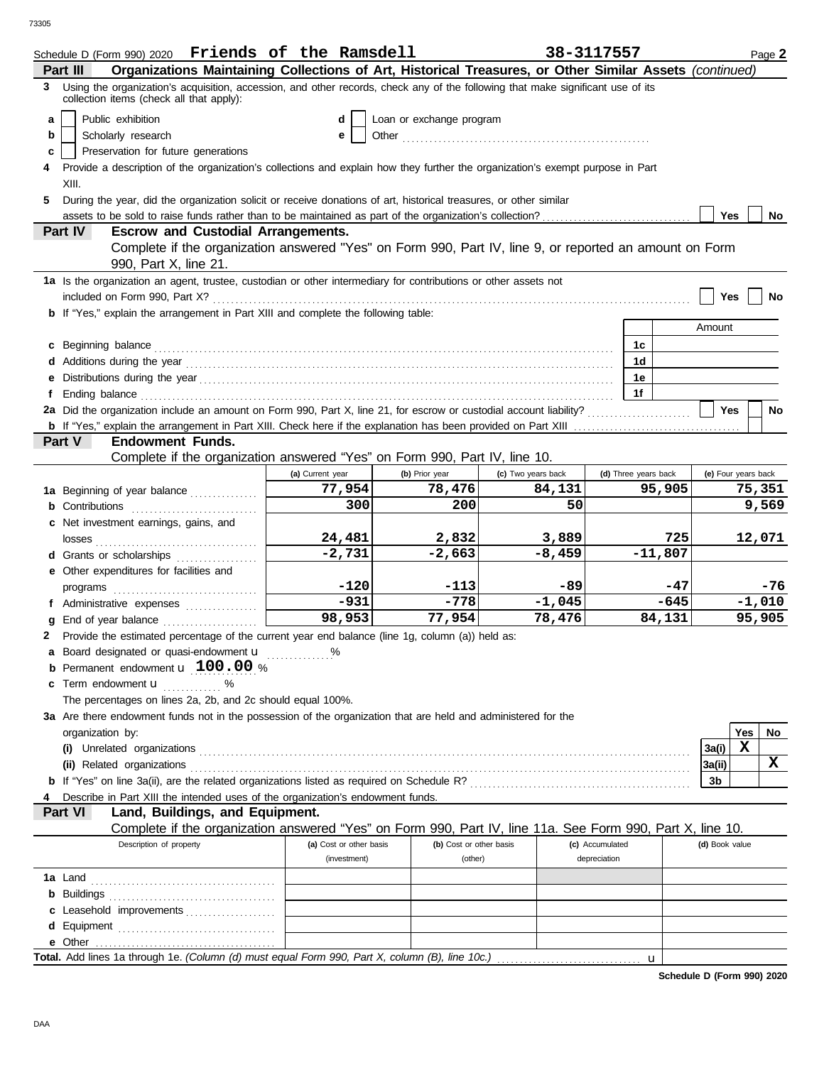Schedule D (Form 990) 2020 **Friends of the Ramsdell** **38-3117557** Page **2**

## Part III Organizations Maintaining Collections of Art, Historical Treasures, or Other Similar Assets *(continued)*

**3** Using the organization's acquisition, accession, and other records, check any of the following that make significant use of its collection items (check all that apply):

- **a** ☐ Public exhibition
- **b** ☐ Scholarly research
- **c** ☐ Preservation for future generations
- **d** ☐ Loan or exchange program
- **e** ☐ Other ..........

**4** Provide a description of the organization's collections and explain how they further the organization's exempt purpose in Part XIII.

**5** During the year, did the organization solicit or receive donations of art, historical treasures, or other similar assets to be sold to raise funds rather than to be maintained as part of the organization's collection? ☐ Yes ☐ No

## Part IV Escrow and Custodial Arrangements.

Complete if the organization answered "Yes" on Form 990, Part IV, line 9, or reported an amount on Form 990, Part X, line 21.

**1a** Is the organization an agent, trustee, custodian or other intermediary for contributions or other assets not included on Form 990, Part X? ☐ Yes ☐ No

**b** If "Yes," explain the arrangement in Part XIII and complete the following table:

| | | Amount |
|---|---|---|
| **c** Beginning balance | 1c | |
| **d** Additions during the year | 1d | |
| **e** Distributions during the year | 1e | |
| **f** Ending balance | 1f | |

**2a** Did the organization include an amount on Form 990, Part X, line 21, for escrow or custodial account liability? ☐ Yes ☐ No

**b** If "Yes," explain the arrangement in Part XIII. Check here if the explanation has been provided on Part XIII ☐

## Part V Endowment Funds.

Complete if the organization answered "Yes" on Form 990, Part IV, line 10.

| | (a) Current year | (b) Prior year | (c) Two years back | (d) Three years back | (e) Four years back |
|---|---|---|---|---|---|
| **1a** Beginning of year balance | 77,954 | 78,476 | 84,131 | 95,905 | 75,351 |
| **b** Contributions | 300 | 200 | 50 | | 9,569 |
| **c** Net investment earnings, gains, and losses | 24,481 | 2,832 | 3,889 | 725 | 12,071 |
| **d** Grants or scholarships | -2,731 | -2,663 | -8,459 | -11,807 | |
| **e** Other expenditures for facilities and programs | -120 | -113 | -89 | -47 | -76 |
| **f** Administrative expenses | -931 | -778 | -1,045 | -645 | -1,010 |
| **g** End of year balance | 98,953 | 77,954 | 78,476 | 84,131 | 95,905 |

**2** Provide the estimated percentage of the current year end balance (line 1g, column (a)) held as:

- **a** Board designated or quasi-endowment u ...... %
- **b** Permanent endowment u **100.00** %
- **c** Term endowment u ...... %

The percentages on lines 2a, 2b, and 2c should equal 100%.

**3a** Are there endowment funds not in the possession of the organization that are held and administered for the organization by:

| | | Yes | No |
|---|---|---|---|
| **(i)** Unrelated organizations | 3a(i) | X | |
| **(ii)** Related organizations | 3a(ii) | | X |
| **b** If "Yes" on line 3a(ii), are the related organizations listed as required on Schedule R? | 3b | | |

**4** Describe in Part XIII the intended uses of the organization's endowment funds.

## Part VI Land, Buildings, and Equipment.

Complete if the organization answered "Yes" on Form 990, Part IV, line 11a. See Form 990, Part X, line 10.

| Description of property | (a) Cost or other basis (investment) | (b) Cost or other basis (other) | (c) Accumulated depreciation | (d) Book value |
|---|---|---|---|---|
| **1a** Land | | | | |
| **b** Buildings | | | | |
| **c** Leasehold improvements | | | | |
| **d** Equipment | | | | |
| **e** Other | | | | |

**Total.** Add lines 1a through 1e. *(Column (d) must equal Form 990, Part X, column (B), line 10c.)* u

**Schedule D (Form 990) 2020**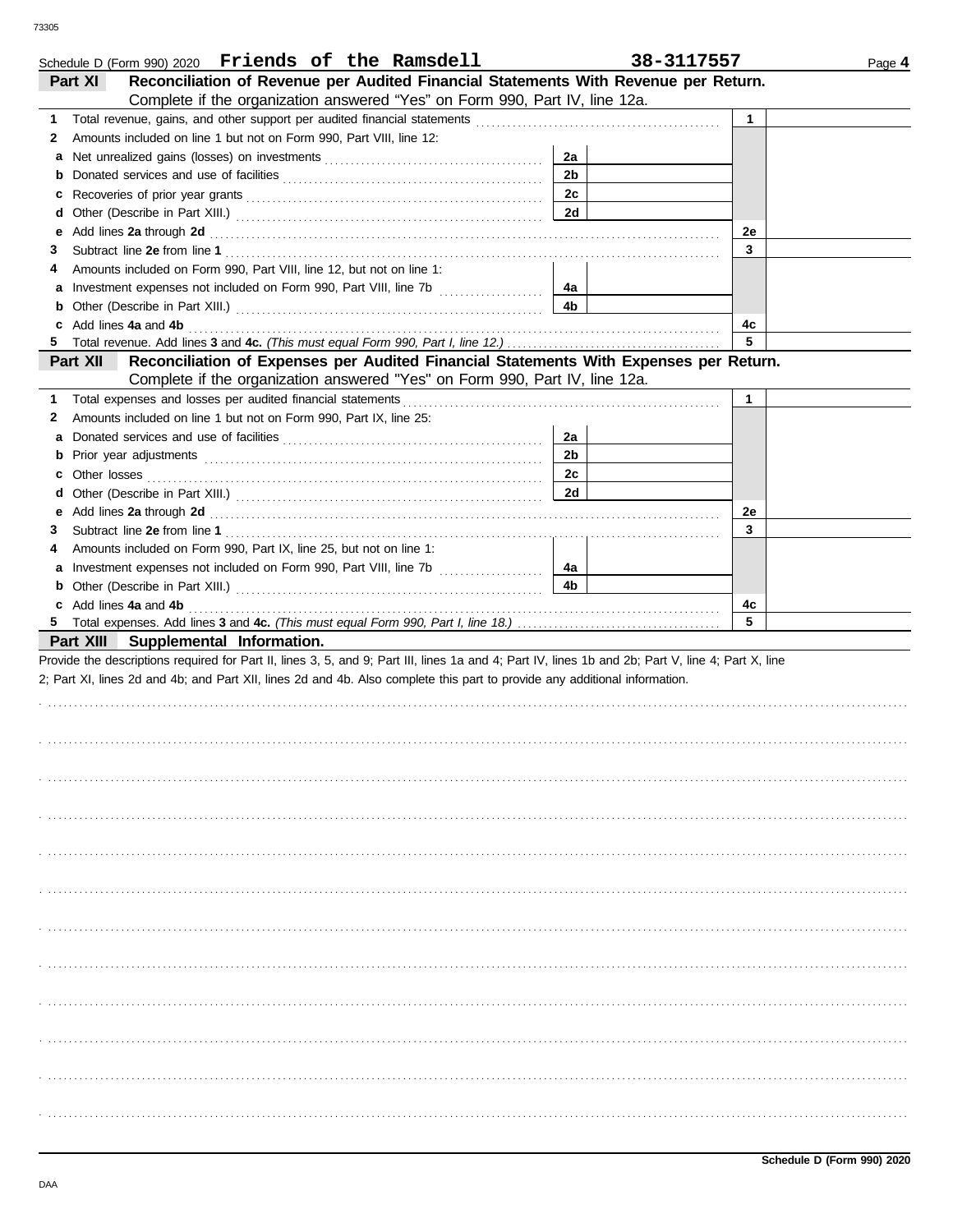Schedule D (Form 990) 2020 **Friends of the Ramsdell** **38-3117557** Page **4**

## Part XI — Reconciliation of Revenue per Audited Financial Statements With Revenue per Return.

Complete if the organization answered "Yes" on Form 990, Part IV, line 12a.

| | | | | | |
|---|---|---|---|---|---|
| **1** | Total revenue, gains, and other support per audited financial statements | | | 1 | |
| **2** | Amounts included on line 1 but not on Form 990, Part VIII, line 12: | | | | |
| **a** | Net unrealized gains (losses) on investments | 2a | | | |
| **b** | Donated services and use of facilities | 2b | | | |
| **c** | Recoveries of prior year grants | 2c | | | |
| **d** | Other (Describe in Part XIII.) | 2d | | | |
| **e** | Add lines **2a** through **2d** | | | 2e | |
| **3** | Subtract line **2e** from line **1** | | | 3 | |
| **4** | Amounts included on Form 990, Part VIII, line 12, but not on line 1: | | | | |
| **a** | Investment expenses not included on Form 990, Part VIII, line 7b | 4a | | | |
| **b** | Other (Describe in Part XIII.) | 4b | | | |
| **c** | Add lines **4a** and **4b** | | | 4c | |
| **5** | Total revenue. Add lines **3** and **4c.** *(This must equal Form 990, Part I, line 12.)* | | | 5 | |

## Part XII — Reconciliation of Expenses per Audited Financial Statements With Expenses per Return.

Complete if the organization answered "Yes" on Form 990, Part IV, line 12a.

| | | | | | |
|---|---|---|---|---|---|
| **1** | Total expenses and losses per audited financial statements | | | 1 | |
| **2** | Amounts included on line 1 but not on Form 990, Part IX, line 25: | | | | |
| **a** | Donated services and use of facilities | 2a | | | |
| **b** | Prior year adjustments | 2b | | | |
| **c** | Other losses | 2c | | | |
| **d** | Other (Describe in Part XIII.) | 2d | | | |
| **e** | Add lines **2a** through **2d** | | | 2e | |
| **3** | Subtract line **2e** from line **1** | | | 3 | |
| **4** | Amounts included on Form 990, Part IX, line 25, but not on line 1: | | | | |
| **a** | Investment expenses not included on Form 990, Part VIII, line 7b | 4a | | | |
| **b** | Other (Describe in Part XIII.) | 4b | | | |
| **c** | Add lines **4a** and **4b** | | | 4c | |
| **5** | Total expenses. Add lines **3** and **4c.** *(This must equal Form 990, Part I, line 18.)* | | | 5 | |

## Part XIII — Supplemental Information.

Provide the descriptions required for Part II, lines 3, 5, and 9; Part III, lines 1a and 4; Part IV, lines 1b and 2b; Part V, line 4; Part X, line 2; Part XI, lines 2d and 4b; and Part XII, lines 2d and 4b. Also complete this part to provide any additional information.

**Schedule D (Form 990) 2020**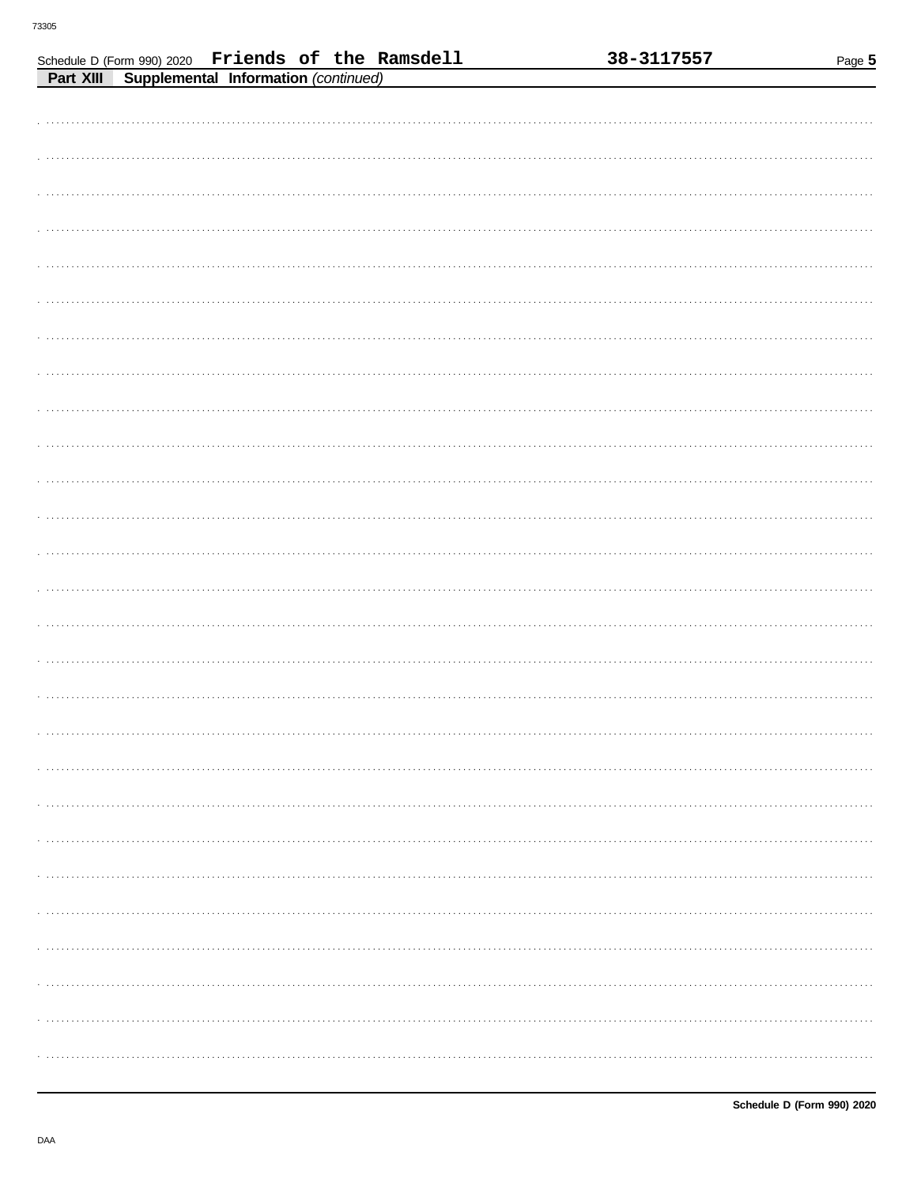Schedule D (Form 990) 2020 **Friends of the Ramsdell** **38-3117557**

**Part XIII Supplemental Information** *(continued)*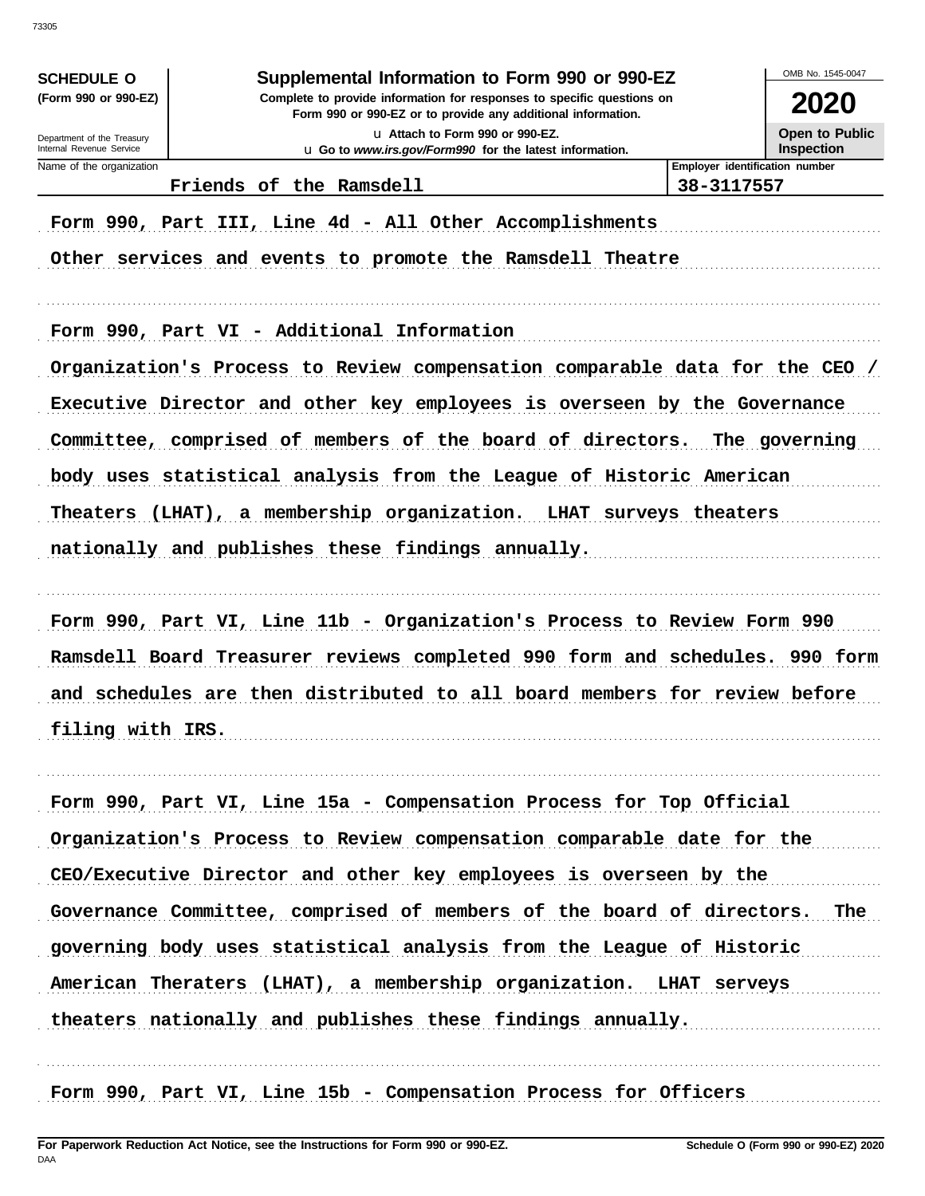**SCHEDULE O**
**(Form 990 or 990-EZ)**

Department of the Treasury
Internal Revenue Service

# Supplemental Information to Form 990 or 990-EZ

**Complete to provide information for responses to specific questions on Form 990 or 990-EZ or to provide any additional information.**

u Attach to Form 990 or 990-EZ.
u Go to *www.irs.gov/Form990* for the latest information.

OMB No. 1545-0047

**2020**

**Open to Public Inspection**

| Name of the organization | Employer identification number |
|---|---|
| Friends of the Ramsdell | 38-3117557 |

Form 990, Part III, Line 4d - All Other Accomplishments

Other services and events to promote the Ramsdell Theatre

Form 990, Part VI - Additional Information

Organization's Process to Review compensation comparable data for the CEO / Executive Director and other key employees is overseen by the Governance Committee, comprised of members of the board of directors. The governing body uses statistical analysis from the League of Historic American Theaters (LHAT), a membership organization. LHAT surveys theaters nationally and publishes these findings annually.

Form 990, Part VI, Line 11b - Organization's Process to Review Form 990

Ramsdell Board Treasurer reviews completed 990 form and schedules. 990 form and schedules are then distributed to all board members for review before filing with IRS.

Form 990, Part VI, Line 15a - Compensation Process for Top Official

Organization's Process to Review compensation comparable date for the CEO/Executive Director and other key employees is overseen by the Governance Committee, comprised of members of the board of directors. The governing body uses statistical analysis from the League of Historic American Theraters (LHAT), a membership organization. LHAT serveys theaters nationally and publishes these findings annually.

Form 990, Part VI, Line 15b - Compensation Process for Officers

**For Paperwork Reduction Act Notice, see the Instructions for Form 990 or 990-EZ.** **Schedule O (Form 990 or 990-EZ) 2020**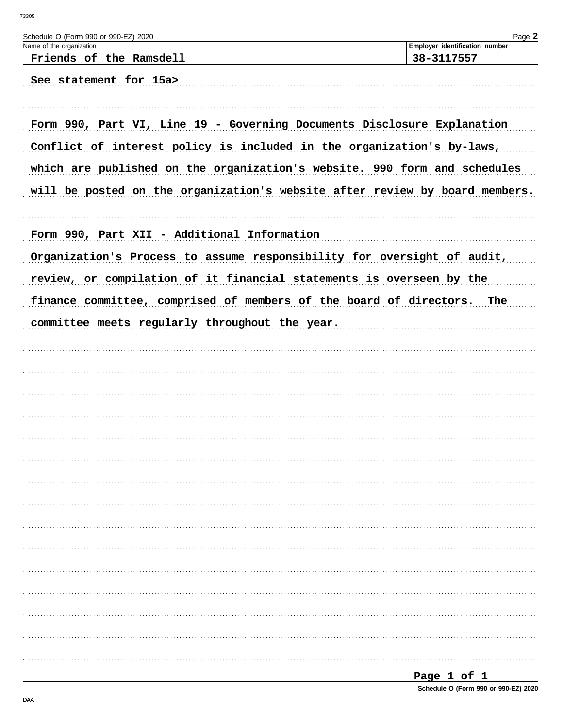Schedule O (Form 990 or 990-EZ) 2020

| Name of the organization | Employer identification number |
| --- | --- |
| Friends of the Ramsdell | 38-3117557 |

See statement for 15a>

Form 990, Part VI, Line 19 - Governing Documents Disclosure Explanation

Conflict of interest policy is included in the organization's by-laws, which are published on the organization's website. 990 form and schedules will be posted on the organization's website after review by board members.

Form 990, Part XII - Additional Information

Organization's Process to assume responsibility for oversight of audit, review, or compilation of it financial statements is overseen by the finance committee, comprised of members of the board of directors. The committee meets regularly throughout the year.

Schedule O (Form 990 or 990-EZ) 2020